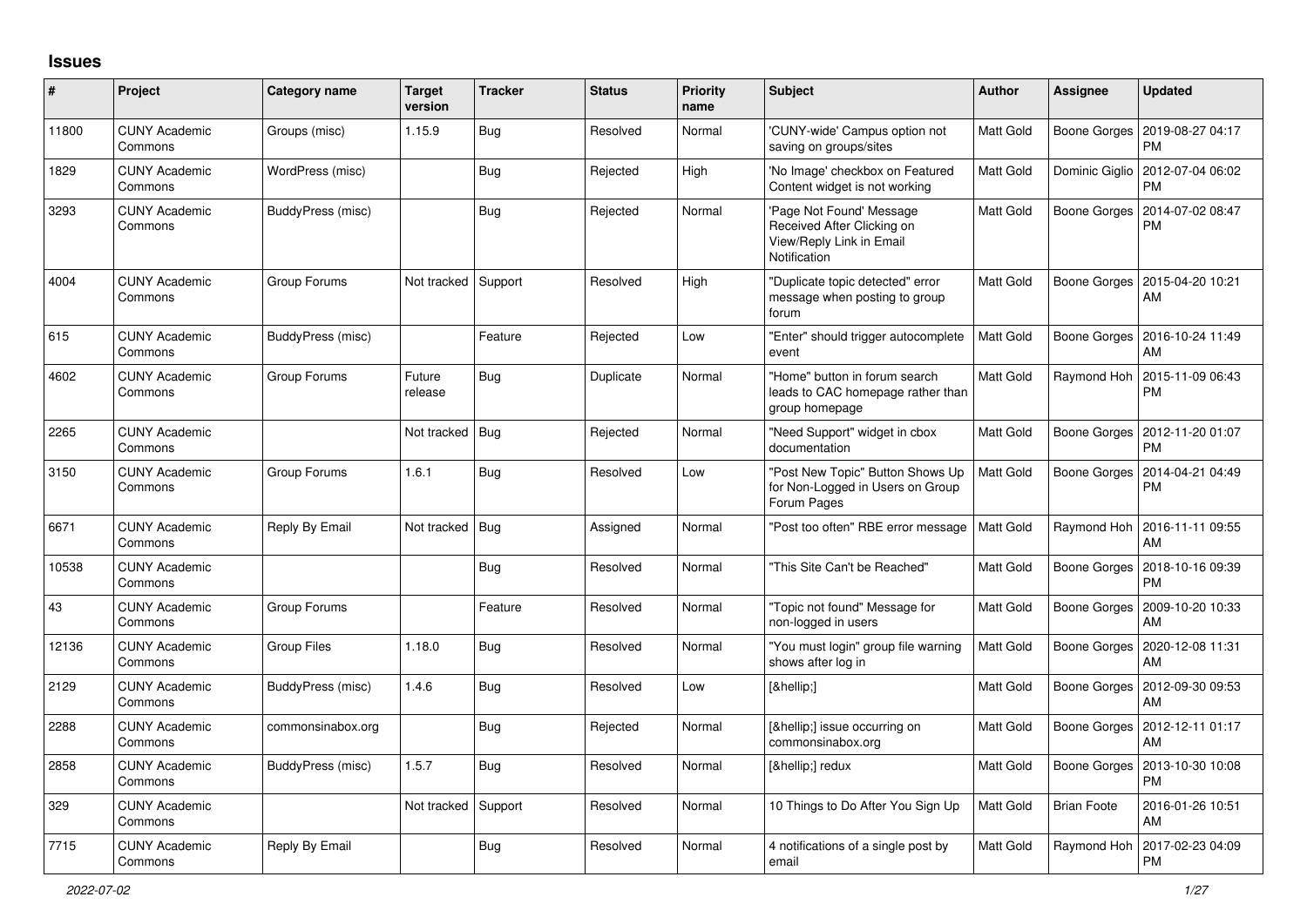# Issues

| # | Project | Category name | Target version | Tracker | Status | Priority name | Subject | Author | Assignee | Updated |
|---|---|---|---|---|---|---|---|---|---|---|
| 11800 | CUNY Academic Commons | Groups (misc) | 1.15.9 | Bug | Resolved | Normal | 'CUNY-wide' Campus option not saving on groups/sites | Matt Gold | Boone Gorges | 2019-08-27 04:17 PM |
| 1829 | CUNY Academic Commons | WordPress (misc) | | Bug | Rejected | High | 'No Image' checkbox on Featured Content widget is not working | Matt Gold | Dominic Giglio | 2012-07-04 06:02 PM |
| 3293 | CUNY Academic Commons | BuddyPress (misc) | | Bug | Rejected | Normal | 'Page Not Found' Message Received After Clicking on View/Reply Link in Email Notification | Matt Gold | Boone Gorges | 2014-07-02 08:47 PM |
| 4004 | CUNY Academic Commons | Group Forums | Not tracked | Support | Resolved | High | "Duplicate topic detected" error message when posting to group forum | Matt Gold | Boone Gorges | 2015-04-20 10:21 AM |
| 615 | CUNY Academic Commons | BuddyPress (misc) | | Feature | Rejected | Low | "Enter" should trigger autocomplete event | Matt Gold | Boone Gorges | 2016-10-24 11:49 AM |
| 4602 | CUNY Academic Commons | Group Forums | Future release | Bug | Duplicate | Normal | "Home" button in forum search leads to CAC homepage rather than group homepage | Matt Gold | Raymond Hoh | 2015-11-09 06:43 PM |
| 2265 | CUNY Academic Commons | | Not tracked | Bug | Rejected | Normal | "Need Support" widget in cbox documentation | Matt Gold | Boone Gorges | 2012-11-20 01:07 PM |
| 3150 | CUNY Academic Commons | Group Forums | 1.6.1 | Bug | Resolved | Low | "Post New Topic" Button Shows Up for Non-Logged in Users on Group Forum Pages | Matt Gold | Boone Gorges | 2014-04-21 04:49 PM |
| 6671 | CUNY Academic Commons | Reply By Email | Not tracked | Bug | Assigned | Normal | "Post too often" RBE error message | Matt Gold | Raymond Hoh | 2016-11-11 09:55 AM |
| 10538 | CUNY Academic Commons | | | Bug | Resolved | Normal | "This Site Can't be Reached" | Matt Gold | Boone Gorges | 2018-10-16 09:39 PM |
| 43 | CUNY Academic Commons | Group Forums | | Feature | Resolved | Normal | "Topic not found" Message for non-logged in users | Matt Gold | Boone Gorges | 2009-10-20 10:33 AM |
| 12136 | CUNY Academic Commons | Group Files | 1.18.0 | Bug | Resolved | Normal | "You must login" group file warning shows after log in | Matt Gold | Boone Gorges | 2020-12-08 11:31 AM |
| 2129 | CUNY Academic Commons | BuddyPress (misc) | 1.4.6 | Bug | Resolved | Low | [&hellip;] | Matt Gold | Boone Gorges | 2012-09-30 09:53 AM |
| 2288 | CUNY Academic Commons | commonsinabox.org | | Bug | Rejected | Normal | [&hellip;] issue occurring on commonsinabox.org | Matt Gold | Boone Gorges | 2012-12-11 01:17 AM |
| 2858 | CUNY Academic Commons | BuddyPress (misc) | 1.5.7 | Bug | Resolved | Normal | [&hellip;] redux | Matt Gold | Boone Gorges | 2013-10-30 10:08 PM |
| 329 | CUNY Academic Commons | | Not tracked | Support | Resolved | Normal | 10 Things to Do After You Sign Up | Matt Gold | Brian Foote | 2016-01-26 10:51 AM |
| 7715 | CUNY Academic Commons | Reply By Email | | Bug | Resolved | Normal | 4 notifications of a single post by email | Matt Gold | Raymond Hoh | 2017-02-23 04:09 PM |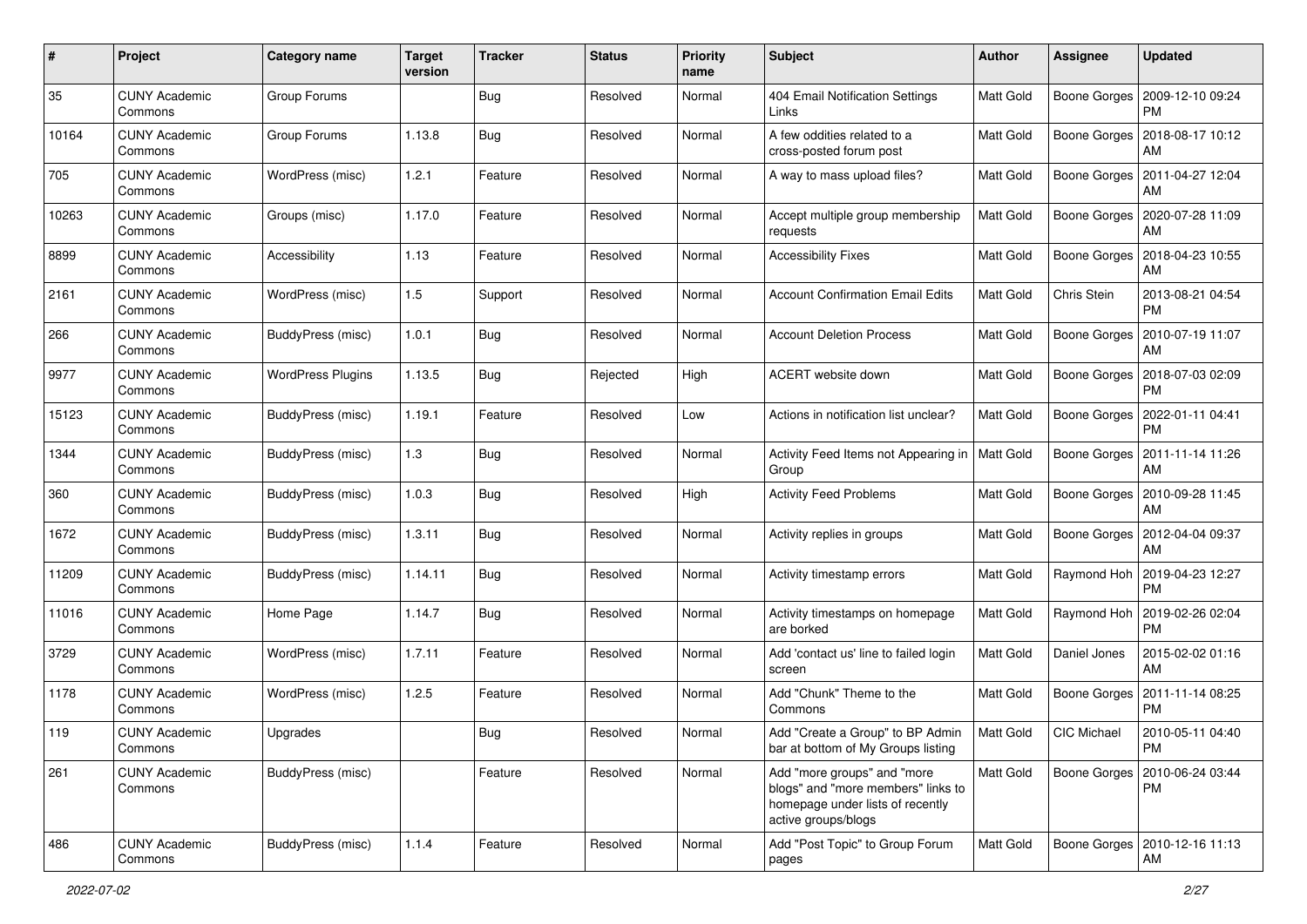| # | Project | Category name | Target version | Tracker | Status | Priority name | Subject | Author | Assignee | Updated |
|---|---|---|---|---|---|---|---|---|---|---|
| 35 | CUNY Academic Commons | Group Forums | | Bug | Resolved | Normal | 404 Email Notification Settings Links | Matt Gold | Boone Gorges | 2009-12-10 09:24 PM |
| 10164 | CUNY Academic Commons | Group Forums | 1.13.8 | Bug | Resolved | Normal | A few oddities related to a cross-posted forum post | Matt Gold | Boone Gorges | 2018-08-17 10:12 AM |
| 705 | CUNY Academic Commons | WordPress (misc) | 1.2.1 | Feature | Resolved | Normal | A way to mass upload files? | Matt Gold | Boone Gorges | 2011-04-27 12:04 AM |
| 10263 | CUNY Academic Commons | Groups (misc) | 1.17.0 | Feature | Resolved | Normal | Accept multiple group membership requests | Matt Gold | Boone Gorges | 2020-07-28 11:09 AM |
| 8899 | CUNY Academic Commons | Accessibility | 1.13 | Feature | Resolved | Normal | Accessibility Fixes | Matt Gold | Boone Gorges | 2018-04-23 10:55 AM |
| 2161 | CUNY Academic Commons | WordPress (misc) | 1.5 | Support | Resolved | Normal | Account Confirmation Email Edits | Matt Gold | Chris Stein | 2013-08-21 04:54 PM |
| 266 | CUNY Academic Commons | BuddyPress (misc) | 1.0.1 | Bug | Resolved | Normal | Account Deletion Process | Matt Gold | Boone Gorges | 2010-07-19 11:07 AM |
| 9977 | CUNY Academic Commons | WordPress Plugins | 1.13.5 | Bug | Rejected | High | ACERT website down | Matt Gold | Boone Gorges | 2018-07-03 02:09 PM |
| 15123 | CUNY Academic Commons | BuddyPress (misc) | 1.19.1 | Feature | Resolved | Low | Actions in notification list unclear? | Matt Gold | Boone Gorges | 2022-01-11 04:41 PM |
| 1344 | CUNY Academic Commons | BuddyPress (misc) | 1.3 | Bug | Resolved | Normal | Activity Feed Items not Appearing in Group | Matt Gold | Boone Gorges | 2011-11-14 11:26 AM |
| 360 | CUNY Academic Commons | BuddyPress (misc) | 1.0.3 | Bug | Resolved | High | Activity Feed Problems | Matt Gold | Boone Gorges | 2010-09-28 11:45 AM |
| 1672 | CUNY Academic Commons | BuddyPress (misc) | 1.3.11 | Bug | Resolved | Normal | Activity replies in groups | Matt Gold | Boone Gorges | 2012-04-04 09:37 AM |
| 11209 | CUNY Academic Commons | BuddyPress (misc) | 1.14.11 | Bug | Resolved | Normal | Activity timestamp errors | Matt Gold | Raymond Hoh | 2019-04-23 12:27 PM |
| 11016 | CUNY Academic Commons | Home Page | 1.14.7 | Bug | Resolved | Normal | Activity timestamps on homepage are borked | Matt Gold | Raymond Hoh | 2019-02-26 02:04 PM |
| 3729 | CUNY Academic Commons | WordPress (misc) | 1.7.11 | Feature | Resolved | Normal | Add 'contact us' line to failed login screen | Matt Gold | Daniel Jones | 2015-02-02 01:16 AM |
| 1178 | CUNY Academic Commons | WordPress (misc) | 1.2.5 | Feature | Resolved | Normal | Add "Chunk" Theme to the Commons | Matt Gold | Boone Gorges | 2011-11-14 08:25 PM |
| 119 | CUNY Academic Commons | Upgrades | | Bug | Resolved | Normal | Add "Create a Group" to BP Admin bar at bottom of My Groups listing | Matt Gold | CIC Michael | 2010-05-11 04:40 PM |
| 261 | CUNY Academic Commons | BuddyPress (misc) | | Feature | Resolved | Normal | Add "more groups" and "more blogs" and "more members" links to homepage under lists of recently active groups/blogs | Matt Gold | Boone Gorges | 2010-06-24 03:44 PM |
| 486 | CUNY Academic Commons | BuddyPress (misc) | 1.1.4 | Feature | Resolved | Normal | Add "Post Topic" to Group Forum pages | Matt Gold | Boone Gorges | 2010-12-16 11:13 AM |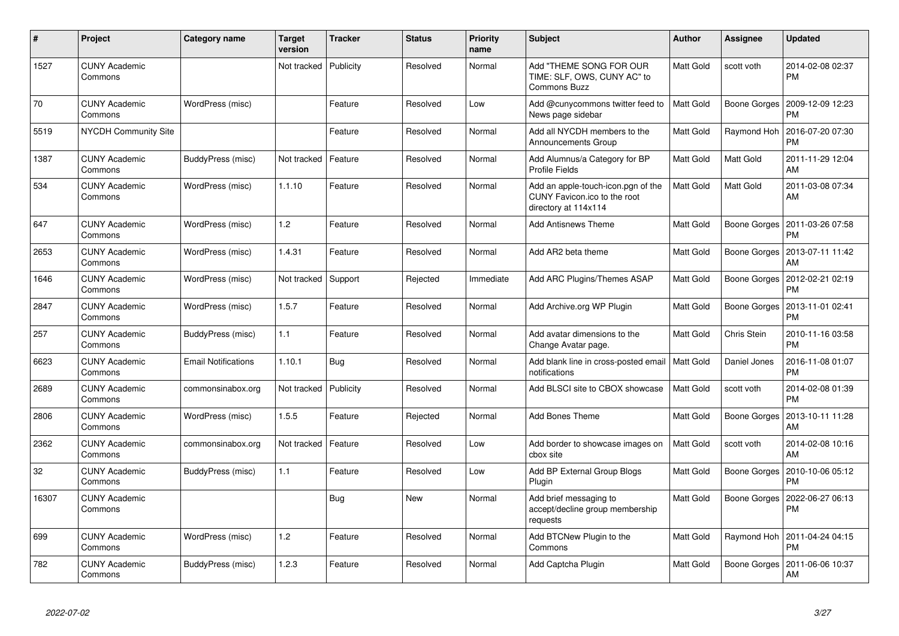| # | Project | Category name | Target version | Tracker | Status | Priority name | Subject | Author | Assignee | Updated |
|---|---|---|---|---|---|---|---|---|---|---|
| 1527 | CUNY Academic Commons | | Not tracked | Publicity | Resolved | Normal | Add "THEME SONG FOR OUR TIME: SLF, OWS, CUNY AC" to Commons Buzz | Matt Gold | scott voth | 2014-02-08 02:37 PM |
| 70 | CUNY Academic Commons | WordPress (misc) | | Feature | Resolved | Low | Add @cunycommons twitter feed to News page sidebar | Matt Gold | Boone Gorges | 2009-12-09 12:23 PM |
| 5519 | NYCDH Community Site | | | Feature | Resolved | Normal | Add all NYCDH members to the Announcements Group | Matt Gold | Raymond Hoh | 2016-07-20 07:30 PM |
| 1387 | CUNY Academic Commons | BuddyPress (misc) | Not tracked | Feature | Resolved | Normal | Add Alumnus/a Category for BP Profile Fields | Matt Gold | Matt Gold | 2011-11-29 12:04 AM |
| 534 | CUNY Academic Commons | WordPress (misc) | 1.1.10 | Feature | Resolved | Normal | Add an apple-touch-icon.pgn of the CUNY Favicon.ico to the root directory at 114x114 | Matt Gold | Matt Gold | 2011-03-08 07:34 AM |
| 647 | CUNY Academic Commons | WordPress (misc) | 1.2 | Feature | Resolved | Normal | Add Antisnews Theme | Matt Gold | Boone Gorges | 2011-03-26 07:58 PM |
| 2653 | CUNY Academic Commons | WordPress (misc) | 1.4.31 | Feature | Resolved | Normal | Add AR2 beta theme | Matt Gold | Boone Gorges | 2013-07-11 11:42 AM |
| 1646 | CUNY Academic Commons | WordPress (misc) | Not tracked | Support | Rejected | Immediate | Add ARC Plugins/Themes ASAP | Matt Gold | Boone Gorges | 2012-02-21 02:19 PM |
| 2847 | CUNY Academic Commons | WordPress (misc) | 1.5.7 | Feature | Resolved | Normal | Add Archive.org WP Plugin | Matt Gold | Boone Gorges | 2013-11-01 02:41 PM |
| 257 | CUNY Academic Commons | BuddyPress (misc) | 1.1 | Feature | Resolved | Normal | Add avatar dimensions to the Change Avatar page. | Matt Gold | Chris Stein | 2010-11-16 03:58 PM |
| 6623 | CUNY Academic Commons | Email Notifications | 1.10.1 | Bug | Resolved | Normal | Add blank line in cross-posted email notifications | Matt Gold | Daniel Jones | 2016-11-08 01:07 PM |
| 2689 | CUNY Academic Commons | commonsinabox.org | Not tracked | Publicity | Resolved | Normal | Add BLSCI site to CBOX showcase | Matt Gold | scott voth | 2014-02-08 01:39 PM |
| 2806 | CUNY Academic Commons | WordPress (misc) | 1.5.5 | Feature | Rejected | Normal | Add Bones Theme | Matt Gold | Boone Gorges | 2013-10-11 11:28 AM |
| 2362 | CUNY Academic Commons | commonsinabox.org | Not tracked | Feature | Resolved | Low | Add border to showcase images on cbox site | Matt Gold | scott voth | 2014-02-08 10:16 AM |
| 32 | CUNY Academic Commons | BuddyPress (misc) | 1.1 | Feature | Resolved | Low | Add BP External Group Blogs Plugin | Matt Gold | Boone Gorges | 2010-10-06 05:12 PM |
| 16307 | CUNY Academic Commons | | | Bug | New | Normal | Add brief messaging to accept/decline group membership requests | Matt Gold | Boone Gorges | 2022-06-27 06:13 PM |
| 699 | CUNY Academic Commons | WordPress (misc) | 1.2 | Feature | Resolved | Normal | Add BTCNew Plugin to the Commons | Matt Gold | Raymond Hoh | 2011-04-24 04:15 PM |
| 782 | CUNY Academic Commons | BuddyPress (misc) | 1.2.3 | Feature | Resolved | Normal | Add Captcha Plugin | Matt Gold | Boone Gorges | 2011-06-06 10:37 AM |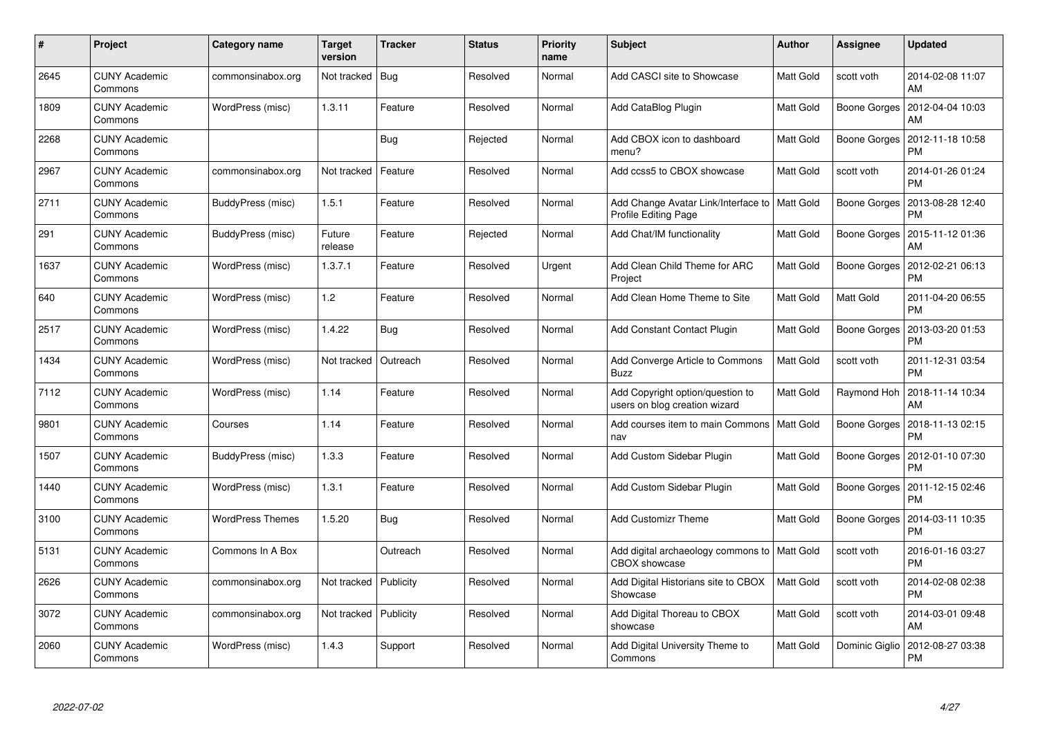| # | Project | Category name | Target version | Tracker | Status | Priority name | Subject | Author | Assignee | Updated |
|---|---|---|---|---|---|---|---|---|---|---|
| 2645 | CUNY Academic Commons | commonsinabox.org | Not tracked | Bug | Resolved | Normal | Add CASCI site to Showcase | Matt Gold | scott voth | 2014-02-08 11:07 AM |
| 1809 | CUNY Academic Commons | WordPress (misc) | 1.3.11 | Feature | Resolved | Normal | Add CataBlog Plugin | Matt Gold | Boone Gorges | 2012-04-04 10:03 AM |
| 2268 | CUNY Academic Commons | | | Bug | Rejected | Normal | Add CBOX icon to dashboard menu? | Matt Gold | Boone Gorges | 2012-11-18 10:58 PM |
| 2967 | CUNY Academic Commons | commonsinabox.org | Not tracked | Feature | Resolved | Normal | Add ccss5 to CBOX showcase | Matt Gold | scott voth | 2014-01-26 01:24 PM |
| 2711 | CUNY Academic Commons | BuddyPress (misc) | 1.5.1 | Feature | Resolved | Normal | Add Change Avatar Link/Interface to Profile Editing Page | Matt Gold | Boone Gorges | 2013-08-28 12:40 PM |
| 291 | CUNY Academic Commons | BuddyPress (misc) | Future release | Feature | Rejected | Normal | Add Chat/IM functionality | Matt Gold | Boone Gorges | 2015-11-12 01:36 AM |
| 1637 | CUNY Academic Commons | WordPress (misc) | 1.3.7.1 | Feature | Resolved | Urgent | Add Clean Child Theme for ARC Project | Matt Gold | Boone Gorges | 2012-02-21 06:13 PM |
| 640 | CUNY Academic Commons | WordPress (misc) | 1.2 | Feature | Resolved | Normal | Add Clean Home Theme to Site | Matt Gold | Matt Gold | 2011-04-20 06:55 PM |
| 2517 | CUNY Academic Commons | WordPress (misc) | 1.4.22 | Bug | Resolved | Normal | Add Constant Contact Plugin | Matt Gold | Boone Gorges | 2013-03-20 01:53 PM |
| 1434 | CUNY Academic Commons | WordPress (misc) | Not tracked | Outreach | Resolved | Normal | Add Converge Article to Commons Buzz | Matt Gold | scott voth | 2011-12-31 03:54 PM |
| 7112 | CUNY Academic Commons | WordPress (misc) | 1.14 | Feature | Resolved | Normal | Add Copyright option/question to users on blog creation wizard | Matt Gold | Raymond Hoh | 2018-11-14 10:34 AM |
| 9801 | CUNY Academic Commons | Courses | 1.14 | Feature | Resolved | Normal | Add courses item to main Commons nav | Matt Gold | Boone Gorges | 2018-11-13 02:15 PM |
| 1507 | CUNY Academic Commons | BuddyPress (misc) | 1.3.3 | Feature | Resolved | Normal | Add Custom Sidebar Plugin | Matt Gold | Boone Gorges | 2012-01-10 07:30 PM |
| 1440 | CUNY Academic Commons | WordPress (misc) | 1.3.1 | Feature | Resolved | Normal | Add Custom Sidebar Plugin | Matt Gold | Boone Gorges | 2011-12-15 02:46 PM |
| 3100 | CUNY Academic Commons | WordPress Themes | 1.5.20 | Bug | Resolved | Normal | Add Customizr Theme | Matt Gold | Boone Gorges | 2014-03-11 10:35 PM |
| 5131 | CUNY Academic Commons | Commons In A Box | | Outreach | Resolved | Normal | Add digital archaeology commons to CBOX showcase | Matt Gold | scott voth | 2016-01-16 03:27 PM |
| 2626 | CUNY Academic Commons | commonsinabox.org | Not tracked | Publicity | Resolved | Normal | Add Digital Historians site to CBOX Showcase | Matt Gold | scott voth | 2014-02-08 02:38 PM |
| 3072 | CUNY Academic Commons | commonsinabox.org | Not tracked | Publicity | Resolved | Normal | Add Digital Thoreau to CBOX showcase | Matt Gold | scott voth | 2014-03-01 09:48 AM |
| 2060 | CUNY Academic Commons | WordPress (misc) | 1.4.3 | Support | Resolved | Normal | Add Digital University Theme to Commons | Matt Gold | Dominic Giglio | 2012-08-27 03:38 PM |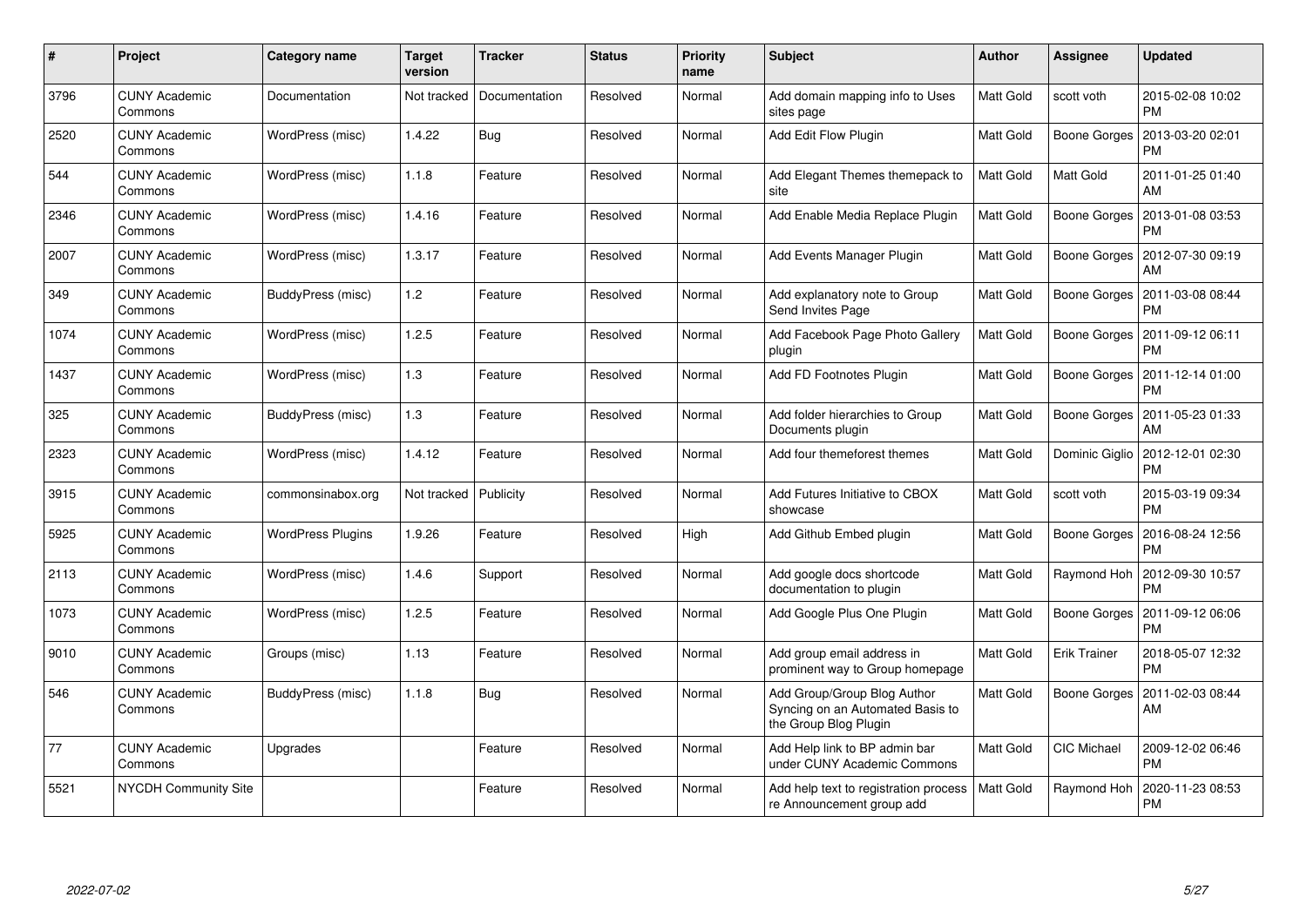| # | Project | Category name | Target version | Tracker | Status | Priority name | Subject | Author | Assignee | Updated |
|---|---|---|---|---|---|---|---|---|---|---|
| 3796 | CUNY Academic Commons | Documentation | Not tracked | Documentation | Resolved | Normal | Add domain mapping info to Uses sites page | Matt Gold | scott voth | 2015-02-08 10:02 PM |
| 2520 | CUNY Academic Commons | WordPress (misc) | 1.4.22 | Bug | Resolved | Normal | Add Edit Flow Plugin | Matt Gold | Boone Gorges | 2013-03-20 02:01 PM |
| 544 | CUNY Academic Commons | WordPress (misc) | 1.1.8 | Feature | Resolved | Normal | Add Elegant Themes themepack to site | Matt Gold | Matt Gold | 2011-01-25 01:40 AM |
| 2346 | CUNY Academic Commons | WordPress (misc) | 1.4.16 | Feature | Resolved | Normal | Add Enable Media Replace Plugin | Matt Gold | Boone Gorges | 2013-01-08 03:53 PM |
| 2007 | CUNY Academic Commons | WordPress (misc) | 1.3.17 | Feature | Resolved | Normal | Add Events Manager Plugin | Matt Gold | Boone Gorges | 2012-07-30 09:19 AM |
| 349 | CUNY Academic Commons | BuddyPress (misc) | 1.2 | Feature | Resolved | Normal | Add explanatory note to Group Send Invites Page | Matt Gold | Boone Gorges | 2011-03-08 08:44 PM |
| 1074 | CUNY Academic Commons | WordPress (misc) | 1.2.5 | Feature | Resolved | Normal | Add Facebook Page Photo Gallery plugin | Matt Gold | Boone Gorges | 2011-09-12 06:11 PM |
| 1437 | CUNY Academic Commons | WordPress (misc) | 1.3 | Feature | Resolved | Normal | Add FD Footnotes Plugin | Matt Gold | Boone Gorges | 2011-12-14 01:00 PM |
| 325 | CUNY Academic Commons | BuddyPress (misc) | 1.3 | Feature | Resolved | Normal | Add folder hierarchies to Group Documents plugin | Matt Gold | Boone Gorges | 2011-05-23 01:33 AM |
| 2323 | CUNY Academic Commons | WordPress (misc) | 1.4.12 | Feature | Resolved | Normal | Add four themeforest themes | Matt Gold | Dominic Giglio | 2012-12-01 02:30 PM |
| 3915 | CUNY Academic Commons | commonsinabox.org | Not tracked | Publicity | Resolved | Normal | Add Futures Initiative to CBOX showcase | Matt Gold | scott voth | 2015-03-19 09:34 PM |
| 5925 | CUNY Academic Commons | WordPress Plugins | 1.9.26 | Feature | Resolved | High | Add Github Embed plugin | Matt Gold | Boone Gorges | 2016-08-24 12:56 PM |
| 2113 | CUNY Academic Commons | WordPress (misc) | 1.4.6 | Support | Resolved | Normal | Add google docs shortcode documentation to plugin | Matt Gold | Raymond Hoh | 2012-09-30 10:57 PM |
| 1073 | CUNY Academic Commons | WordPress (misc) | 1.2.5 | Feature | Resolved | Normal | Add Google Plus One Plugin | Matt Gold | Boone Gorges | 2011-09-12 06:06 PM |
| 9010 | CUNY Academic Commons | Groups (misc) | 1.13 | Feature | Resolved | Normal | Add group email address in prominent way to Group homepage | Matt Gold | Erik Trainer | 2018-05-07 12:32 PM |
| 546 | CUNY Academic Commons | BuddyPress (misc) | 1.1.8 | Bug | Resolved | Normal | Add Group/Group Blog Author Syncing on an Automated Basis to the Group Blog Plugin | Matt Gold | Boone Gorges | 2011-02-03 08:44 AM |
| 77 | CUNY Academic Commons | Upgrades | | Feature | Resolved | Normal | Add Help link to BP admin bar under CUNY Academic Commons | Matt Gold | CIC Michael | 2009-12-02 06:46 PM |
| 5521 | NYCDH Community Site | | | Feature | Resolved | Normal | Add help text to registration process re Announcement group add | Matt Gold | Raymond Hoh | 2020-11-23 08:53 PM |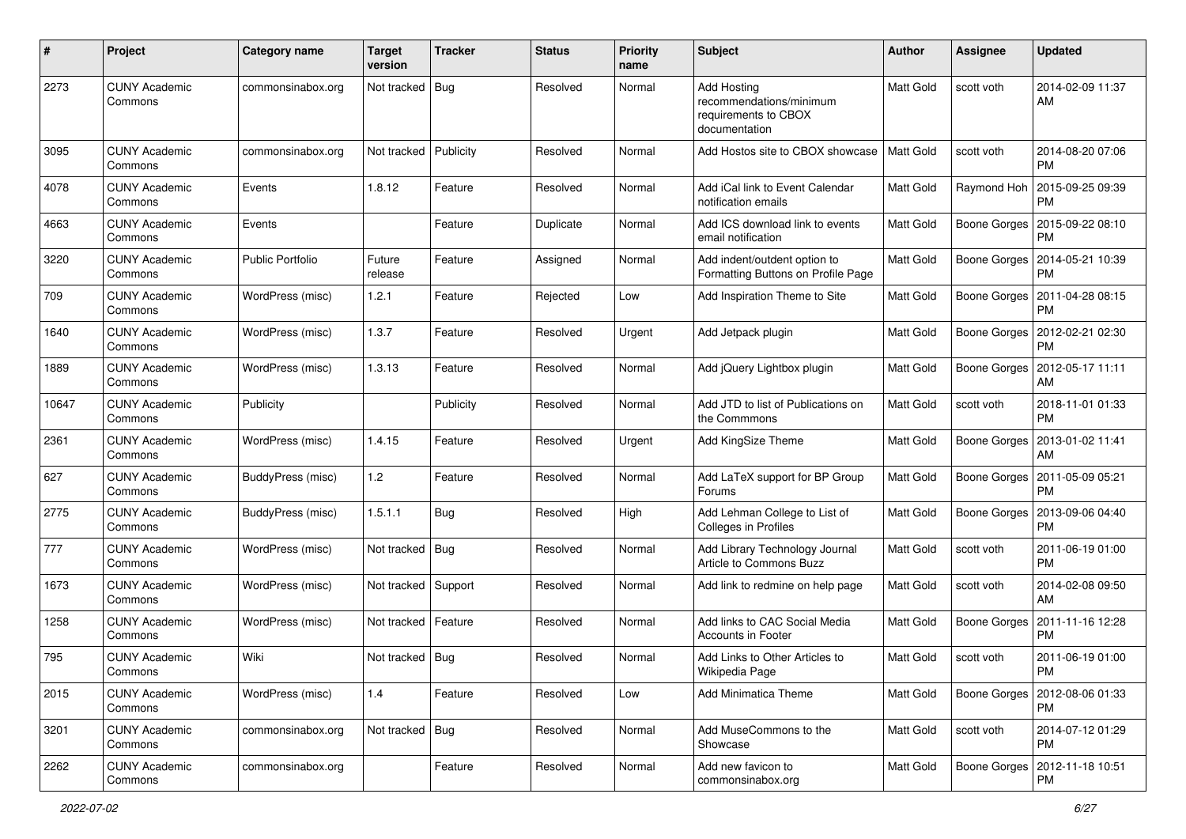| # | Project | Category name | Target version | Tracker | Status | Priority name | Subject | Author | Assignee | Updated |
|---|---|---|---|---|---|---|---|---|---|---|
| 2273 | CUNY Academic Commons | commonsinabox.org | Not tracked | Bug | Resolved | Normal | Add Hosting recommendations/minimum requirements to CBOX documentation | Matt Gold | scott voth | 2014-02-09 11:37 AM |
| 3095 | CUNY Academic Commons | commonsinabox.org | Not tracked | Publicity | Resolved | Normal | Add Hostos site to CBOX showcase | Matt Gold | scott voth | 2014-08-20 07:06 PM |
| 4078 | CUNY Academic Commons | Events | 1.8.12 | Feature | Resolved | Normal | Add iCal link to Event Calendar notification emails | Matt Gold | Raymond Hoh | 2015-09-25 09:39 PM |
| 4663 | CUNY Academic Commons | Events | | Feature | Duplicate | Normal | Add ICS download link to events email notification | Matt Gold | Boone Gorges | 2015-09-22 08:10 PM |
| 3220 | CUNY Academic Commons | Public Portfolio | Future release | Feature | Assigned | Normal | Add indent/outdent option to Formatting Buttons on Profile Page | Matt Gold | Boone Gorges | 2014-05-21 10:39 PM |
| 709 | CUNY Academic Commons | WordPress (misc) | 1.2.1 | Feature | Rejected | Low | Add Inspiration Theme to Site | Matt Gold | Boone Gorges | 2011-04-28 08:15 PM |
| 1640 | CUNY Academic Commons | WordPress (misc) | 1.3.7 | Feature | Resolved | Urgent | Add Jetpack plugin | Matt Gold | Boone Gorges | 2012-02-21 02:30 PM |
| 1889 | CUNY Academic Commons | WordPress (misc) | 1.3.13 | Feature | Resolved | Normal | Add jQuery Lightbox plugin | Matt Gold | Boone Gorges | 2012-05-17 11:11 AM |
| 10647 | CUNY Academic Commons | Publicity | | Publicity | Resolved | Normal | Add JTD to list of Publications on the Commmons | Matt Gold | scott voth | 2018-11-01 01:33 PM |
| 2361 | CUNY Academic Commons | WordPress (misc) | 1.4.15 | Feature | Resolved | Urgent | Add KingSize Theme | Matt Gold | Boone Gorges | 2013-01-02 11:41 AM |
| 627 | CUNY Academic Commons | BuddyPress (misc) | 1.2 | Feature | Resolved | Normal | Add LaTeX support for BP Group Forums | Matt Gold | Boone Gorges | 2011-05-09 05:21 PM |
| 2775 | CUNY Academic Commons | BuddyPress (misc) | 1.5.1.1 | Bug | Resolved | High | Add Lehman College to List of Colleges in Profiles | Matt Gold | Boone Gorges | 2013-09-06 04:40 PM |
| 777 | CUNY Academic Commons | WordPress (misc) | Not tracked | Bug | Resolved | Normal | Add Library Technology Journal Article to Commons Buzz | Matt Gold | scott voth | 2011-06-19 01:00 PM |
| 1673 | CUNY Academic Commons | WordPress (misc) | Not tracked | Support | Resolved | Normal | Add link to redmine on help page | Matt Gold | scott voth | 2014-02-08 09:50 AM |
| 1258 | CUNY Academic Commons | WordPress (misc) | Not tracked | Feature | Resolved | Normal | Add links to CAC Social Media Accounts in Footer | Matt Gold | Boone Gorges | 2011-11-16 12:28 PM |
| 795 | CUNY Academic Commons | Wiki | Not tracked | Bug | Resolved | Normal | Add Links to Other Articles to Wikipedia Page | Matt Gold | scott voth | 2011-06-19 01:00 PM |
| 2015 | CUNY Academic Commons | WordPress (misc) | 1.4 | Feature | Resolved | Low | Add Minimatica Theme | Matt Gold | Boone Gorges | 2012-08-06 01:33 PM |
| 3201 | CUNY Academic Commons | commonsinabox.org | Not tracked | Bug | Resolved | Normal | Add MuseCommons to the Showcase | Matt Gold | scott voth | 2014-07-12 01:29 PM |
| 2262 | CUNY Academic Commons | commonsinabox.org | | Feature | Resolved | Normal | Add new favicon to commonsinabox.org | Matt Gold | Boone Gorges | 2012-11-18 10:51 PM |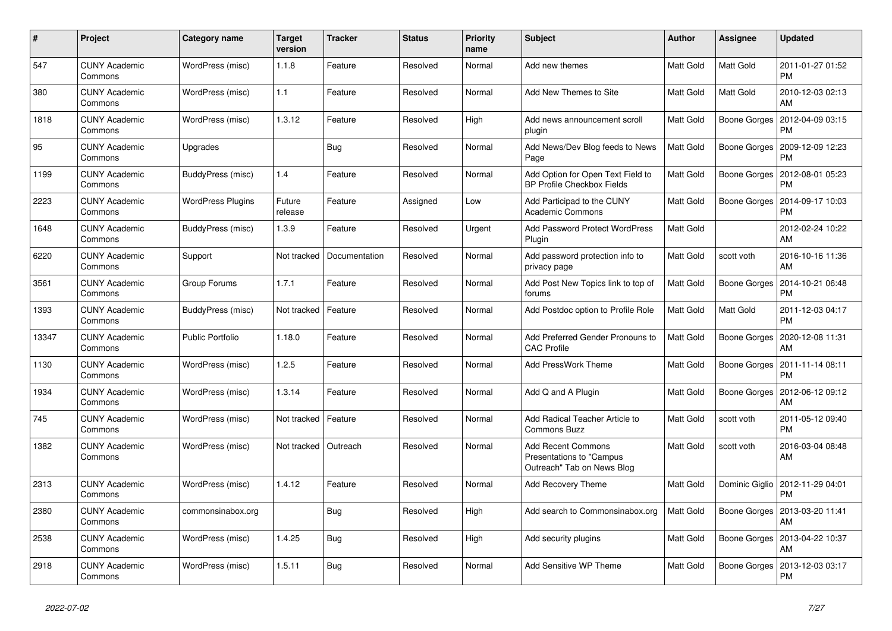| # | Project | Category name | Target version | Tracker | Status | Priority name | Subject | Author | Assignee | Updated |
|---|---|---|---|---|---|---|---|---|---|---|
| 547 | CUNY Academic Commons | WordPress (misc) | 1.1.8 | Feature | Resolved | Normal | Add new themes | Matt Gold | Matt Gold | 2011-01-27 01:52 PM |
| 380 | CUNY Academic Commons | WordPress (misc) | 1.1 | Feature | Resolved | Normal | Add New Themes to Site | Matt Gold | Matt Gold | 2010-12-03 02:13 AM |
| 1818 | CUNY Academic Commons | WordPress (misc) | 1.3.12 | Feature | Resolved | High | Add news announcement scroll plugin | Matt Gold | Boone Gorges | 2012-04-09 03:15 PM |
| 95 | CUNY Academic Commons | Upgrades | | Bug | Resolved | Normal | Add News/Dev Blog feeds to News Page | Matt Gold | Boone Gorges | 2009-12-09 12:23 PM |
| 1199 | CUNY Academic Commons | BuddyPress (misc) | 1.4 | Feature | Resolved | Normal | Add Option for Open Text Field to BP Profile Checkbox Fields | Matt Gold | Boone Gorges | 2012-08-01 05:23 PM |
| 2223 | CUNY Academic Commons | WordPress Plugins | Future release | Feature | Assigned | Low | Add Participad to the CUNY Academic Commons | Matt Gold | Boone Gorges | 2014-09-17 10:03 PM |
| 1648 | CUNY Academic Commons | BuddyPress (misc) | 1.3.9 | Feature | Resolved | Urgent | Add Password Protect WordPress Plugin | Matt Gold | | 2012-02-24 10:22 AM |
| 6220 | CUNY Academic Commons | Support | Not tracked | Documentation | Resolved | Normal | Add password protection info to privacy page | Matt Gold | scott voth | 2016-10-16 11:36 AM |
| 3561 | CUNY Academic Commons | Group Forums | 1.7.1 | Feature | Resolved | Normal | Add Post New Topics link to top of forums | Matt Gold | Boone Gorges | 2014-10-21 06:48 PM |
| 1393 | CUNY Academic Commons | BuddyPress (misc) | Not tracked | Feature | Resolved | Normal | Add Postdoc option to Profile Role | Matt Gold | Matt Gold | 2011-12-03 04:17 PM |
| 13347 | CUNY Academic Commons | Public Portfolio | 1.18.0 | Feature | Resolved | Normal | Add Preferred Gender Pronouns to CAC Profile | Matt Gold | Boone Gorges | 2020-12-08 11:31 AM |
| 1130 | CUNY Academic Commons | WordPress (misc) | 1.2.5 | Feature | Resolved | Normal | Add PressWork Theme | Matt Gold | Boone Gorges | 2011-11-14 08:11 PM |
| 1934 | CUNY Academic Commons | WordPress (misc) | 1.3.14 | Feature | Resolved | Normal | Add Q and A Plugin | Matt Gold | Boone Gorges | 2012-06-12 09:12 AM |
| 745 | CUNY Academic Commons | WordPress (misc) | Not tracked | Feature | Resolved | Normal | Add Radical Teacher Article to Commons Buzz | Matt Gold | scott voth | 2011-05-12 09:40 PM |
| 1382 | CUNY Academic Commons | WordPress (misc) | Not tracked | Outreach | Resolved | Normal | Add Recent Commons Presentations to "Campus Outreach" Tab on News Blog | Matt Gold | scott voth | 2016-03-04 08:48 AM |
| 2313 | CUNY Academic Commons | WordPress (misc) | 1.4.12 | Feature | Resolved | Normal | Add Recovery Theme | Matt Gold | Dominic Giglio | 2012-11-29 04:01 PM |
| 2380 | CUNY Academic Commons | commonsinabox.org | | Bug | Resolved | High | Add search to Commonsinabox.org | Matt Gold | Boone Gorges | 2013-03-20 11:41 AM |
| 2538 | CUNY Academic Commons | WordPress (misc) | 1.4.25 | Bug | Resolved | High | Add security plugins | Matt Gold | Boone Gorges | 2013-04-22 10:37 AM |
| 2918 | CUNY Academic Commons | WordPress (misc) | 1.5.11 | Bug | Resolved | Normal | Add Sensitive WP Theme | Matt Gold | Boone Gorges | 2013-12-03 03:17 PM |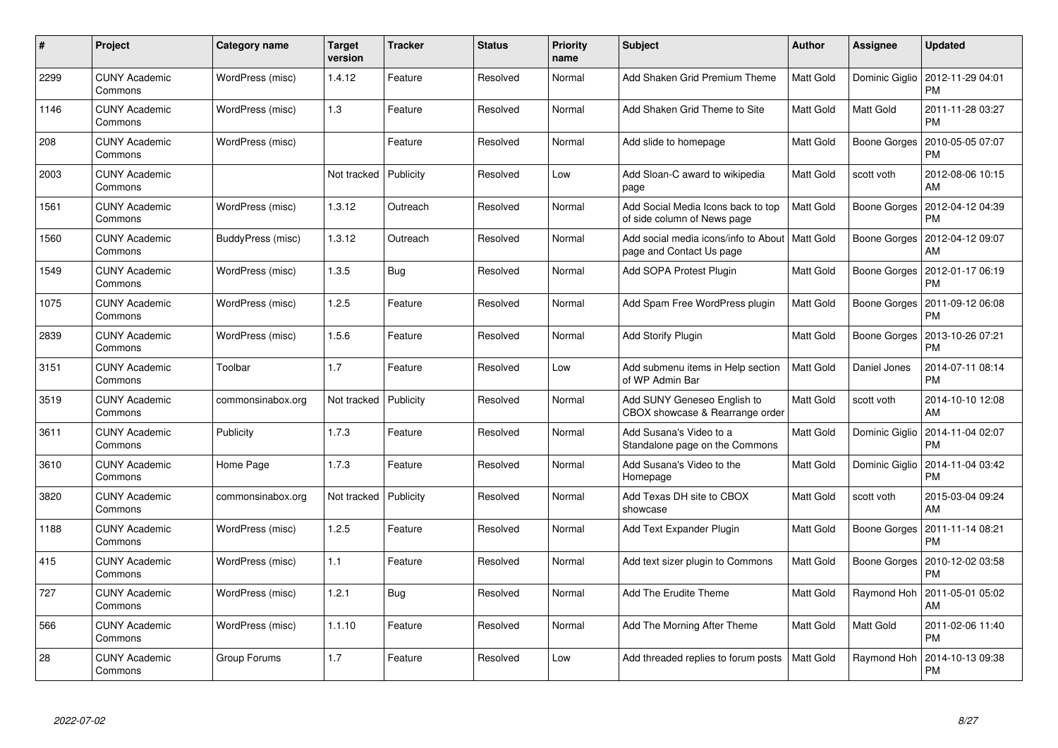| # | Project | Category name | Target version | Tracker | Status | Priority name | Subject | Author | Assignee | Updated |
|---|---|---|---|---|---|---|---|---|---|---|
| 2299 | CUNY Academic Commons | WordPress (misc) | 1.4.12 | Feature | Resolved | Normal | Add Shaken Grid Premium Theme | Matt Gold | Dominic Giglio | 2012-11-29 04:01 PM |
| 1146 | CUNY Academic Commons | WordPress (misc) | 1.3 | Feature | Resolved | Normal | Add Shaken Grid Theme to Site | Matt Gold | Matt Gold | 2011-11-28 03:27 PM |
| 208 | CUNY Academic Commons | WordPress (misc) | | Feature | Resolved | Normal | Add slide to homepage | Matt Gold | Boone Gorges | 2010-05-05 07:07 PM |
| 2003 | CUNY Academic Commons | | Not tracked | Publicity | Resolved | Low | Add Sloan-C award to wikipedia page | Matt Gold | scott voth | 2012-08-06 10:15 AM |
| 1561 | CUNY Academic Commons | WordPress (misc) | 1.3.12 | Outreach | Resolved | Normal | Add Social Media Icons back to top of side column of News page | Matt Gold | Boone Gorges | 2012-04-12 04:39 PM |
| 1560 | CUNY Academic Commons | BuddyPress (misc) | 1.3.12 | Outreach | Resolved | Normal | Add social media icons/info to About page and Contact Us page | Matt Gold | Boone Gorges | 2012-04-12 09:07 AM |
| 1549 | CUNY Academic Commons | WordPress (misc) | 1.3.5 | Bug | Resolved | Normal | Add SOPA Protest Plugin | Matt Gold | Boone Gorges | 2012-01-17 06:19 PM |
| 1075 | CUNY Academic Commons | WordPress (misc) | 1.2.5 | Feature | Resolved | Normal | Add Spam Free WordPress plugin | Matt Gold | Boone Gorges | 2011-09-12 06:08 PM |
| 2839 | CUNY Academic Commons | WordPress (misc) | 1.5.6 | Feature | Resolved | Normal | Add Storify Plugin | Matt Gold | Boone Gorges | 2013-10-26 07:21 PM |
| 3151 | CUNY Academic Commons | Toolbar | 1.7 | Feature | Resolved | Low | Add submenu items in Help section of WP Admin Bar | Matt Gold | Daniel Jones | 2014-07-11 08:14 PM |
| 3519 | CUNY Academic Commons | commonsinabox.org | Not tracked | Publicity | Resolved | Normal | Add SUNY Geneseo English to CBOX showcase & Rearrange order | Matt Gold | scott voth | 2014-10-10 12:08 AM |
| 3611 | CUNY Academic Commons | Publicity | 1.7.3 | Feature | Resolved | Normal | Add Susana's Video to a Standalone page on the Commons | Matt Gold | Dominic Giglio | 2014-11-04 02:07 PM |
| 3610 | CUNY Academic Commons | Home Page | 1.7.3 | Feature | Resolved | Normal | Add Susana's Video to the Homepage | Matt Gold | Dominic Giglio | 2014-11-04 03:42 PM |
| 3820 | CUNY Academic Commons | commonsinabox.org | Not tracked | Publicity | Resolved | Normal | Add Texas DH site to CBOX showcase | Matt Gold | scott voth | 2015-03-04 09:24 AM |
| 1188 | CUNY Academic Commons | WordPress (misc) | 1.2.5 | Feature | Resolved | Normal | Add Text Expander Plugin | Matt Gold | Boone Gorges | 2011-11-14 08:21 PM |
| 415 | CUNY Academic Commons | WordPress (misc) | 1.1 | Feature | Resolved | Normal | Add text sizer plugin to Commons | Matt Gold | Boone Gorges | 2010-12-02 03:58 PM |
| 727 | CUNY Academic Commons | WordPress (misc) | 1.2.1 | Bug | Resolved | Normal | Add The Erudite Theme | Matt Gold | Raymond Hoh | 2011-05-01 05:02 AM |
| 566 | CUNY Academic Commons | WordPress (misc) | 1.1.10 | Feature | Resolved | Normal | Add The Morning After Theme | Matt Gold | Matt Gold | 2011-02-06 11:40 PM |
| 28 | CUNY Academic Commons | Group Forums | 1.7 | Feature | Resolved | Low | Add threaded replies to forum posts | Matt Gold | Raymond Hoh | 2014-10-13 09:38 PM |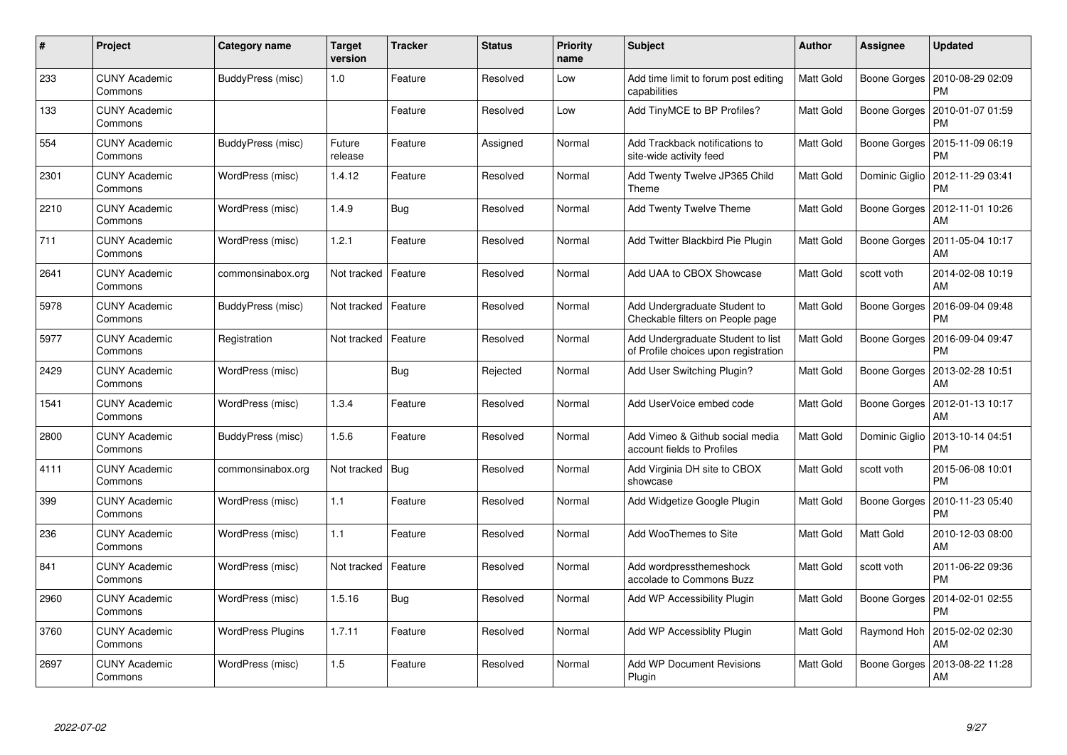| # | Project | Category name | Target version | Tracker | Status | Priority name | Subject | Author | Assignee | Updated |
|---|---|---|---|---|---|---|---|---|---|---|
| 233 | CUNY Academic Commons | BuddyPress (misc) | 1.0 | Feature | Resolved | Low | Add time limit to forum post editing capabilities | Matt Gold | Boone Gorges | 2010-08-29 02:09 PM |
| 133 | CUNY Academic Commons | | | Feature | Resolved | Low | Add TinyMCE to BP Profiles? | Matt Gold | Boone Gorges | 2010-01-07 01:59 PM |
| 554 | CUNY Academic Commons | BuddyPress (misc) | Future release | Feature | Assigned | Normal | Add Trackback notifications to site-wide activity feed | Matt Gold | Boone Gorges | 2015-11-09 06:19 PM |
| 2301 | CUNY Academic Commons | WordPress (misc) | 1.4.12 | Feature | Resolved | Normal | Add Twenty Twelve JP365 Child Theme | Matt Gold | Dominic Giglio | 2012-11-29 03:41 PM |
| 2210 | CUNY Academic Commons | WordPress (misc) | 1.4.9 | Bug | Resolved | Normal | Add Twenty Twelve Theme | Matt Gold | Boone Gorges | 2012-11-01 10:26 AM |
| 711 | CUNY Academic Commons | WordPress (misc) | 1.2.1 | Feature | Resolved | Normal | Add Twitter Blackbird Pie Plugin | Matt Gold | Boone Gorges | 2011-05-04 10:17 AM |
| 2641 | CUNY Academic Commons | commonsinabox.org | Not tracked | Feature | Resolved | Normal | Add UAA to CBOX Showcase | Matt Gold | scott voth | 2014-02-08 10:19 AM |
| 5978 | CUNY Academic Commons | BuddyPress (misc) | Not tracked | Feature | Resolved | Normal | Add Undergraduate Student to Checkable filters on People page | Matt Gold | Boone Gorges | 2016-09-04 09:48 PM |
| 5977 | CUNY Academic Commons | Registration | Not tracked | Feature | Resolved | Normal | Add Undergraduate Student to list of Profile choices upon registration | Matt Gold | Boone Gorges | 2016-09-04 09:47 PM |
| 2429 | CUNY Academic Commons | WordPress (misc) | | Bug | Rejected | Normal | Add User Switching Plugin? | Matt Gold | Boone Gorges | 2013-02-28 10:51 AM |
| 1541 | CUNY Academic Commons | WordPress (misc) | 1.3.4 | Feature | Resolved | Normal | Add UserVoice embed code | Matt Gold | Boone Gorges | 2012-01-13 10:17 AM |
| 2800 | CUNY Academic Commons | BuddyPress (misc) | 1.5.6 | Feature | Resolved | Normal | Add Vimeo & Github social media account fields to Profiles | Matt Gold | Dominic Giglio | 2013-10-14 04:51 PM |
| 4111 | CUNY Academic Commons | commonsinabox.org | Not tracked | Bug | Resolved | Normal | Add Virginia DH site to CBOX showcase | Matt Gold | scott voth | 2015-06-08 10:01 PM |
| 399 | CUNY Academic Commons | WordPress (misc) | 1.1 | Feature | Resolved | Normal | Add Widgetize Google Plugin | Matt Gold | Boone Gorges | 2010-11-23 05:40 PM |
| 236 | CUNY Academic Commons | WordPress (misc) | 1.1 | Feature | Resolved | Normal | Add WooThemes to Site | Matt Gold | Matt Gold | 2010-12-03 08:00 AM |
| 841 | CUNY Academic Commons | WordPress (misc) | Not tracked | Feature | Resolved | Normal | Add wordpressthemeshock accolade to Commons Buzz | Matt Gold | scott voth | 2011-06-22 09:36 PM |
| 2960 | CUNY Academic Commons | WordPress (misc) | 1.5.16 | Bug | Resolved | Normal | Add WP Accessibility Plugin | Matt Gold | Boone Gorges | 2014-02-01 02:55 PM |
| 3760 | CUNY Academic Commons | WordPress Plugins | 1.7.11 | Feature | Resolved | Normal | Add WP Accessiblity Plugin | Matt Gold | Raymond Hoh | 2015-02-02 02:30 AM |
| 2697 | CUNY Academic Commons | WordPress (misc) | 1.5 | Feature | Resolved | Normal | Add WP Document Revisions Plugin | Matt Gold | Boone Gorges | 2013-08-22 11:28 AM |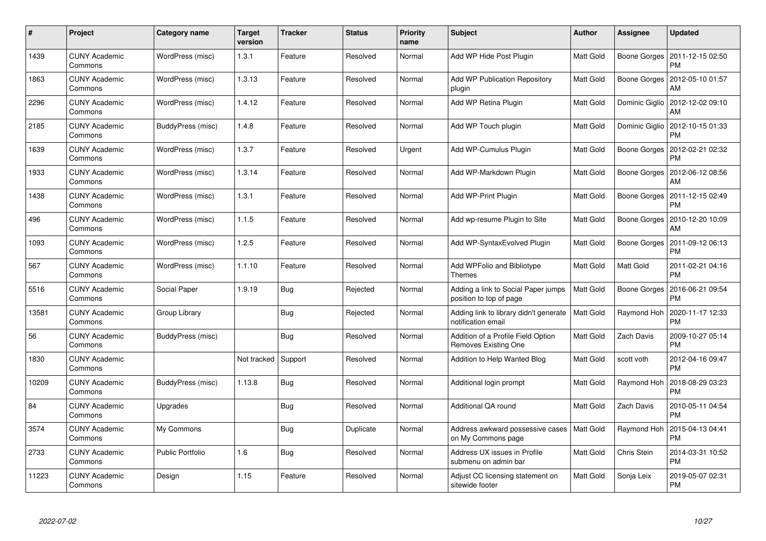| # | Project | Category name | Target version | Tracker | Status | Priority name | Subject | Author | Assignee | Updated |
|---|---|---|---|---|---|---|---|---|---|---|
| 1439 | CUNY Academic Commons | WordPress (misc) | 1.3.1 | Feature | Resolved | Normal | Add WP Hide Post Plugin | Matt Gold | Boone Gorges | 2011-12-15 02:50 PM |
| 1863 | CUNY Academic Commons | WordPress (misc) | 1.3.13 | Feature | Resolved | Normal | Add WP Publication Repository plugin | Matt Gold | Boone Gorges | 2012-05-10 01:57 AM |
| 2296 | CUNY Academic Commons | WordPress (misc) | 1.4.12 | Feature | Resolved | Normal | Add WP Retina Plugin | Matt Gold | Dominic Giglio | 2012-12-02 09:10 AM |
| 2185 | CUNY Academic Commons | BuddyPress (misc) | 1.4.8 | Feature | Resolved | Normal | Add WP Touch plugin | Matt Gold | Dominic Giglio | 2012-10-15 01:33 PM |
| 1639 | CUNY Academic Commons | WordPress (misc) | 1.3.7 | Feature | Resolved | Urgent | Add WP-Cumulus Plugin | Matt Gold | Boone Gorges | 2012-02-21 02:32 PM |
| 1933 | CUNY Academic Commons | WordPress (misc) | 1.3.14 | Feature | Resolved | Normal | Add WP-Markdown Plugin | Matt Gold | Boone Gorges | 2012-06-12 08:56 AM |
| 1438 | CUNY Academic Commons | WordPress (misc) | 1.3.1 | Feature | Resolved | Normal | Add WP-Print Plugin | Matt Gold | Boone Gorges | 2011-12-15 02:49 PM |
| 496 | CUNY Academic Commons | WordPress (misc) | 1.1.5 | Feature | Resolved | Normal | Add wp-resume Plugin to Site | Matt Gold | Boone Gorges | 2010-12-20 10:09 AM |
| 1093 | CUNY Academic Commons | WordPress (misc) | 1.2.5 | Feature | Resolved | Normal | Add WP-SyntaxEvolved Plugin | Matt Gold | Boone Gorges | 2011-09-12 06:13 PM |
| 567 | CUNY Academic Commons | WordPress (misc) | 1.1.10 | Feature | Resolved | Normal | Add WPFolio and Bibliotype Themes | Matt Gold | Matt Gold | 2011-02-21 04:16 PM |
| 5516 | CUNY Academic Commons | Social Paper | 1.9.19 | Bug | Rejected | Normal | Adding a link to Social Paper jumps position to top of page | Matt Gold | Boone Gorges | 2016-06-21 09:54 PM |
| 13581 | CUNY Academic Commons | Group Library | | Bug | Rejected | Normal | Adding link to library didn't generate notification email | Matt Gold | Raymond Hoh | 2020-11-17 12:33 PM |
| 56 | CUNY Academic Commons | BuddyPress (misc) | | Bug | Resolved | Normal | Addition of a Profile Field Option Removes Existing One | Matt Gold | Zach Davis | 2009-10-27 05:14 PM |
| 1830 | CUNY Academic Commons | | Not tracked | Support | Resolved | Normal | Addition to Help Wanted Blog | Matt Gold | scott voth | 2012-04-16 09:47 PM |
| 10209 | CUNY Academic Commons | BuddyPress (misc) | 1.13.8 | Bug | Resolved | Normal | Additional login prompt | Matt Gold | Raymond Hoh | 2018-08-29 03:23 PM |
| 84 | CUNY Academic Commons | Upgrades | | Bug | Resolved | Normal | Additional QA round | Matt Gold | Zach Davis | 2010-05-11 04:54 PM |
| 3574 | CUNY Academic Commons | My Commons | | Bug | Duplicate | Normal | Address awkward possessive cases on My Commons page | Matt Gold | Raymond Hoh | 2015-04-13 04:41 PM |
| 2733 | CUNY Academic Commons | Public Portfolio | 1.6 | Bug | Resolved | Normal | Address UX issues in Profile submenu on admin bar | Matt Gold | Chris Stein | 2014-03-31 10:52 PM |
| 11223 | CUNY Academic Commons | Design | 1.15 | Feature | Resolved | Normal | Adjust CC licensing statement on sitewide footer | Matt Gold | Sonja Leix | 2019-05-07 02:31 PM |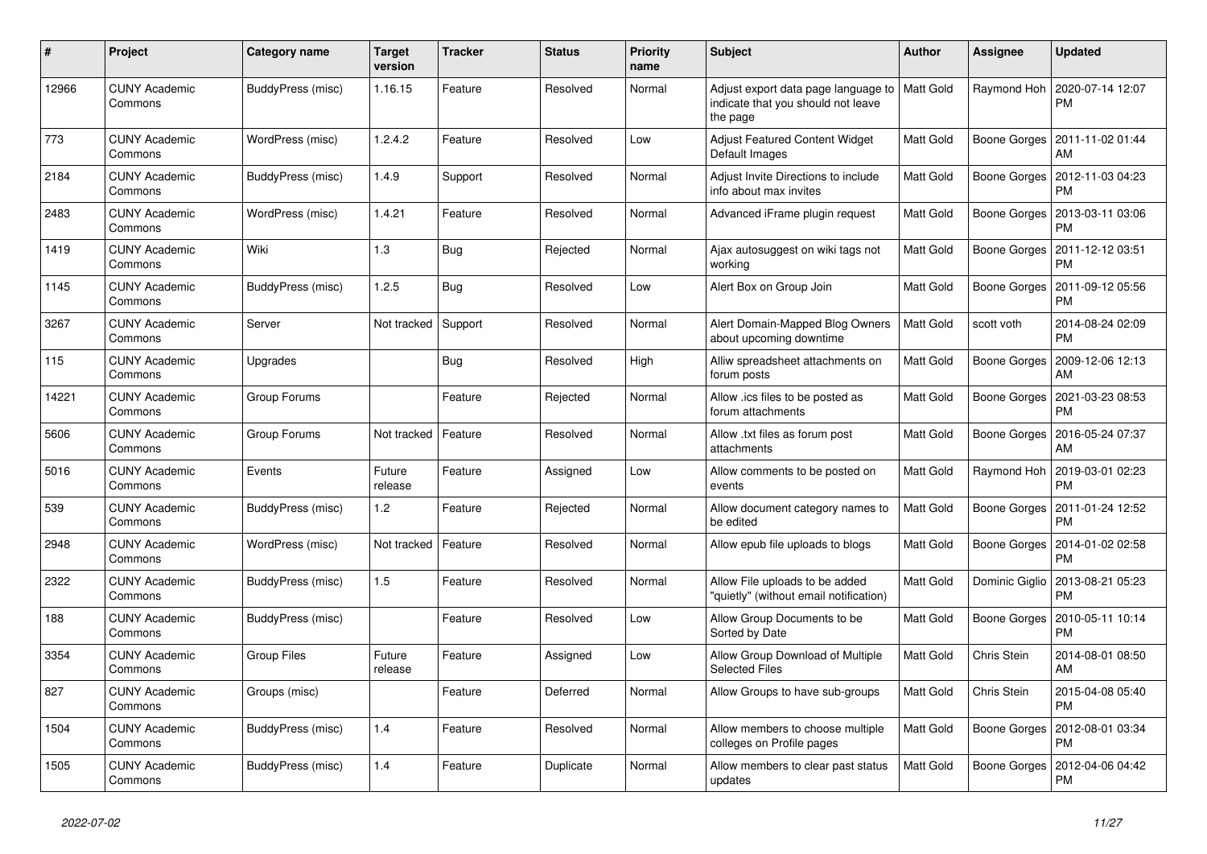| # | Project | Category name | Target version | Tracker | Status | Priority name | Subject | Author | Assignee | Updated |
|---|---|---|---|---|---|---|---|---|---|---|
| 12966 | CUNY Academic Commons | BuddyPress (misc) | 1.16.15 | Feature | Resolved | Normal | Adjust export data page language to indicate that you should not leave the page | Matt Gold | Raymond Hoh | 2020-07-14 12:07 PM |
| 773 | CUNY Academic Commons | WordPress (misc) | 1.2.4.2 | Feature | Resolved | Low | Adjust Featured Content Widget Default Images | Matt Gold | Boone Gorges | 2011-11-02 01:44 AM |
| 2184 | CUNY Academic Commons | BuddyPress (misc) | 1.4.9 | Support | Resolved | Normal | Adjust Invite Directions to include info about max invites | Matt Gold | Boone Gorges | 2012-11-03 04:23 PM |
| 2483 | CUNY Academic Commons | WordPress (misc) | 1.4.21 | Feature | Resolved | Normal | Advanced iFrame plugin request | Matt Gold | Boone Gorges | 2013-03-11 03:06 PM |
| 1419 | CUNY Academic Commons | Wiki | 1.3 | Bug | Rejected | Normal | Ajax autosuggest on wiki tags not working | Matt Gold | Boone Gorges | 2011-12-12 03:51 PM |
| 1145 | CUNY Academic Commons | BuddyPress (misc) | 1.2.5 | Bug | Resolved | Low | Alert Box on Group Join | Matt Gold | Boone Gorges | 2011-09-12 05:56 PM |
| 3267 | CUNY Academic Commons | Server | Not tracked | Support | Resolved | Normal | Alert Domain-Mapped Blog Owners about upcoming downtime | Matt Gold | scott voth | 2014-08-24 02:09 PM |
| 115 | CUNY Academic Commons | Upgrades | | Bug | Resolved | High | Alliw spreadsheet attachments on forum posts | Matt Gold | Boone Gorges | 2009-12-06 12:13 AM |
| 14221 | CUNY Academic Commons | Group Forums | | Feature | Rejected | Normal | Allow .ics files to be posted as forum attachments | Matt Gold | Boone Gorges | 2021-03-23 08:53 PM |
| 5606 | CUNY Academic Commons | Group Forums | Not tracked | Feature | Resolved | Normal | Allow .txt files as forum post attachments | Matt Gold | Boone Gorges | 2016-05-24 07:37 AM |
| 5016 | CUNY Academic Commons | Events | Future release | Feature | Assigned | Low | Allow comments to be posted on events | Matt Gold | Raymond Hoh | 2019-03-01 02:23 PM |
| 539 | CUNY Academic Commons | BuddyPress (misc) | 1.2 | Feature | Rejected | Normal | Allow document category names to be edited | Matt Gold | Boone Gorges | 2011-01-24 12:52 PM |
| 2948 | CUNY Academic Commons | WordPress (misc) | Not tracked | Feature | Resolved | Normal | Allow epub file uploads to blogs | Matt Gold | Boone Gorges | 2014-01-02 02:58 PM |
| 2322 | CUNY Academic Commons | BuddyPress (misc) | 1.5 | Feature | Resolved | Normal | Allow File uploads to be added "quietly" (without email notification) | Matt Gold | Dominic Giglio | 2013-08-21 05:23 PM |
| 188 | CUNY Academic Commons | BuddyPress (misc) | | Feature | Resolved | Low | Allow Group Documents to be Sorted by Date | Matt Gold | Boone Gorges | 2010-05-11 10:14 PM |
| 3354 | CUNY Academic Commons | Group Files | Future release | Feature | Assigned | Low | Allow Group Download of Multiple Selected Files | Matt Gold | Chris Stein | 2014-08-01 08:50 AM |
| 827 | CUNY Academic Commons | Groups (misc) | | Feature | Deferred | Normal | Allow Groups to have sub-groups | Matt Gold | Chris Stein | 2015-04-08 05:40 PM |
| 1504 | CUNY Academic Commons | BuddyPress (misc) | 1.4 | Feature | Resolved | Normal | Allow members to choose multiple colleges on Profile pages | Matt Gold | Boone Gorges | 2012-08-01 03:34 PM |
| 1505 | CUNY Academic Commons | BuddyPress (misc) | 1.4 | Feature | Duplicate | Normal | Allow members to clear past status updates | Matt Gold | Boone Gorges | 2012-04-06 04:42 PM |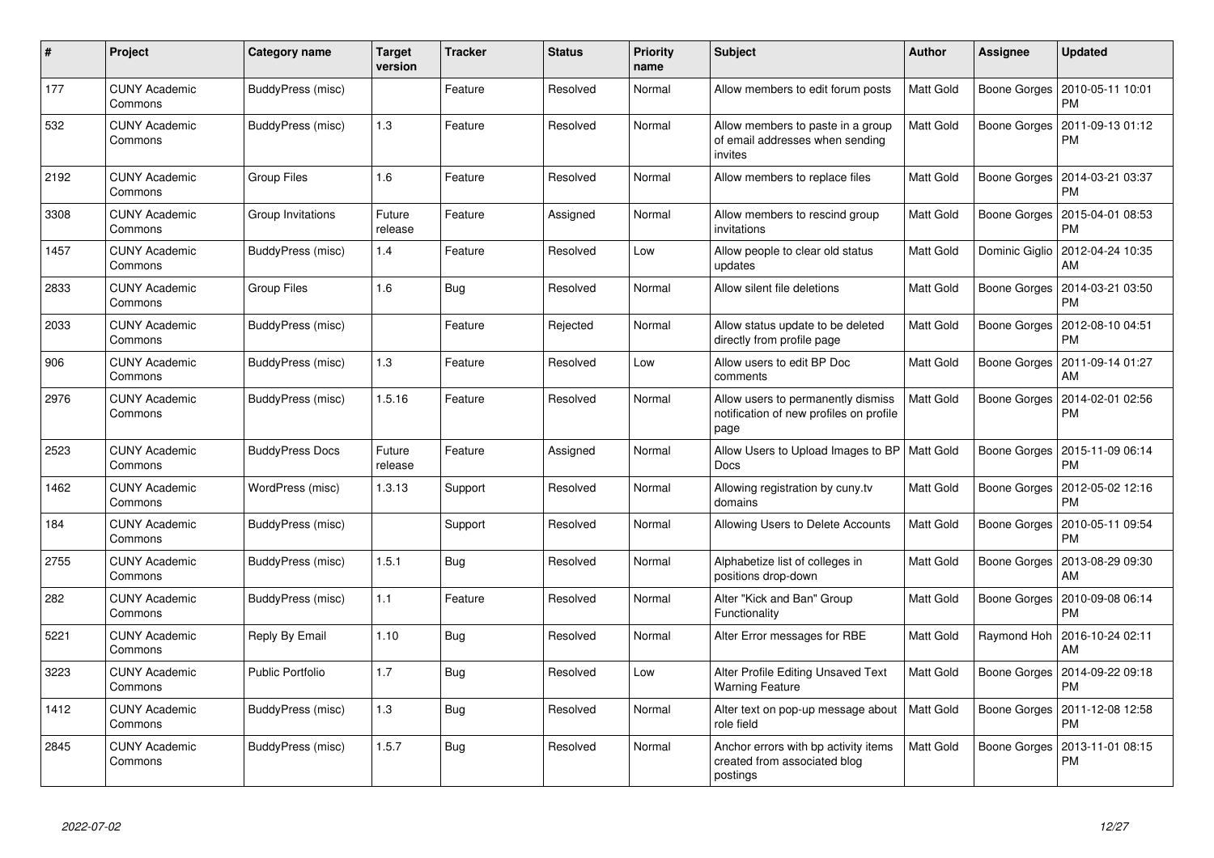| # | Project | Category name | Target version | Tracker | Status | Priority name | Subject | Author | Assignee | Updated |
|---|---|---|---|---|---|---|---|---|---|---|
| 177 | CUNY Academic Commons | BuddyPress (misc) | | Feature | Resolved | Normal | Allow members to edit forum posts | Matt Gold | Boone Gorges | 2010-05-11 10:01 PM |
| 532 | CUNY Academic Commons | BuddyPress (misc) | 1.3 | Feature | Resolved | Normal | Allow members to paste in a group of email addresses when sending invites | Matt Gold | Boone Gorges | 2011-09-13 01:12 PM |
| 2192 | CUNY Academic Commons | Group Files | 1.6 | Feature | Resolved | Normal | Allow members to replace files | Matt Gold | Boone Gorges | 2014-03-21 03:37 PM |
| 3308 | CUNY Academic Commons | Group Invitations | Future release | Feature | Assigned | Normal | Allow members to rescind group invitations | Matt Gold | Boone Gorges | 2015-04-01 08:53 PM |
| 1457 | CUNY Academic Commons | BuddyPress (misc) | 1.4 | Feature | Resolved | Low | Allow people to clear old status updates | Matt Gold | Dominic Giglio | 2012-04-24 10:35 AM |
| 2833 | CUNY Academic Commons | Group Files | 1.6 | Bug | Resolved | Normal | Allow silent file deletions | Matt Gold | Boone Gorges | 2014-03-21 03:50 PM |
| 2033 | CUNY Academic Commons | BuddyPress (misc) | | Feature | Rejected | Normal | Allow status update to be deleted directly from profile page | Matt Gold | Boone Gorges | 2012-08-10 04:51 PM |
| 906 | CUNY Academic Commons | BuddyPress (misc) | 1.3 | Feature | Resolved | Low | Allow users to edit BP Doc comments | Matt Gold | Boone Gorges | 2011-09-14 01:27 AM |
| 2976 | CUNY Academic Commons | BuddyPress (misc) | 1.5.16 | Feature | Resolved | Normal | Allow users to permanently dismiss notification of new profiles on profile page | Matt Gold | Boone Gorges | 2014-02-01 02:56 PM |
| 2523 | CUNY Academic Commons | BuddyPress Docs | Future release | Feature | Assigned | Normal | Allow Users to Upload Images to BP Docs | Matt Gold | Boone Gorges | 2015-11-09 06:14 PM |
| 1462 | CUNY Academic Commons | WordPress (misc) | 1.3.13 | Support | Resolved | Normal | Allowing registration by cuny.tv domains | Matt Gold | Boone Gorges | 2012-05-02 12:16 PM |
| 184 | CUNY Academic Commons | BuddyPress (misc) | | Support | Resolved | Normal | Allowing Users to Delete Accounts | Matt Gold | Boone Gorges | 2010-05-11 09:54 PM |
| 2755 | CUNY Academic Commons | BuddyPress (misc) | 1.5.1 | Bug | Resolved | Normal | Alphabetize list of colleges in positions drop-down | Matt Gold | Boone Gorges | 2013-08-29 09:30 AM |
| 282 | CUNY Academic Commons | BuddyPress (misc) | 1.1 | Feature | Resolved | Normal | Alter "Kick and Ban" Group Functionality | Matt Gold | Boone Gorges | 2010-09-08 06:14 PM |
| 5221 | CUNY Academic Commons | Reply By Email | 1.10 | Bug | Resolved | Normal | Alter Error messages for RBE | Matt Gold | Raymond Hoh | 2016-10-24 02:11 AM |
| 3223 | CUNY Academic Commons | Public Portfolio | 1.7 | Bug | Resolved | Low | Alter Profile Editing Unsaved Text Warning Feature | Matt Gold | Boone Gorges | 2014-09-22 09:18 PM |
| 1412 | CUNY Academic Commons | BuddyPress (misc) | 1.3 | Bug | Resolved | Normal | Alter text on pop-up message about role field | Matt Gold | Boone Gorges | 2011-12-08 12:58 PM |
| 2845 | CUNY Academic Commons | BuddyPress (misc) | 1.5.7 | Bug | Resolved | Normal | Anchor errors with bp activity items created from associated blog postings | Matt Gold | Boone Gorges | 2013-11-01 08:15 PM |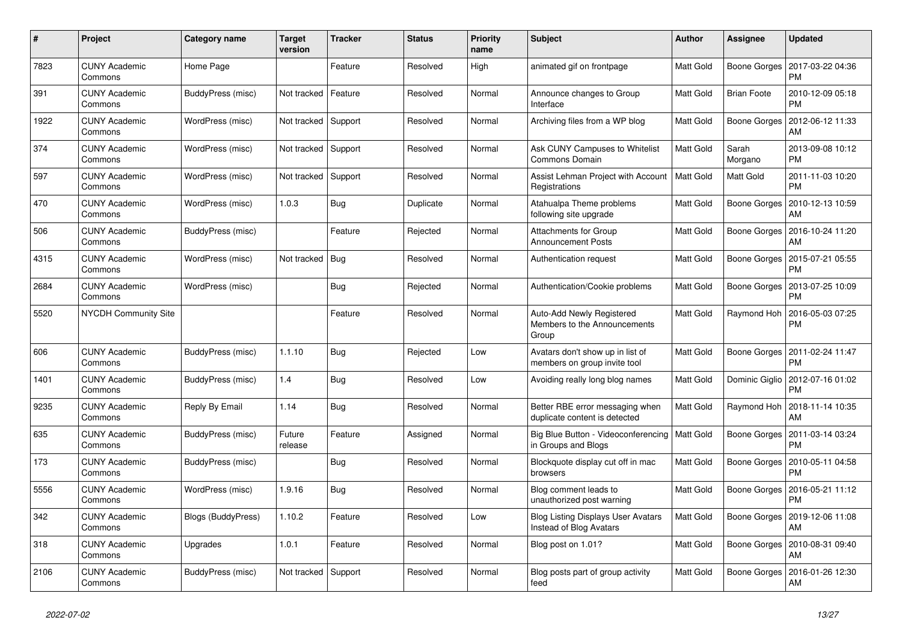| # | Project | Category name | Target version | Tracker | Status | Priority name | Subject | Author | Assignee | Updated |
|---|---|---|---|---|---|---|---|---|---|---|
| 7823 | CUNY Academic Commons | Home Page | | Feature | Resolved | High | animated gif on frontpage | Matt Gold | Boone Gorges | 2017-03-22 04:36 PM |
| 391 | CUNY Academic Commons | BuddyPress (misc) | Not tracked | Feature | Resolved | Normal | Announce changes to Group Interface | Matt Gold | Brian Foote | 2010-12-09 05:18 PM |
| 1922 | CUNY Academic Commons | WordPress (misc) | Not tracked | Support | Resolved | Normal | Archiving files from a WP blog | Matt Gold | Boone Gorges | 2012-06-12 11:33 AM |
| 374 | CUNY Academic Commons | WordPress (misc) | Not tracked | Support | Resolved | Normal | Ask CUNY Campuses to Whitelist Commons Domain | Matt Gold | Sarah Morgano | 2013-09-08 10:12 PM |
| 597 | CUNY Academic Commons | WordPress (misc) | Not tracked | Support | Resolved | Normal | Assist Lehman Project with Account Registrations | Matt Gold | Matt Gold | 2011-11-03 10:20 PM |
| 470 | CUNY Academic Commons | WordPress (misc) | 1.0.3 | Bug | Duplicate | Normal | Atahualpa Theme problems following site upgrade | Matt Gold | Boone Gorges | 2010-12-13 10:59 AM |
| 506 | CUNY Academic Commons | BuddyPress (misc) | | Feature | Rejected | Normal | Attachments for Group Announcement Posts | Matt Gold | Boone Gorges | 2016-10-24 11:20 AM |
| 4315 | CUNY Academic Commons | WordPress (misc) | Not tracked | Bug | Resolved | Normal | Authentication request | Matt Gold | Boone Gorges | 2015-07-21 05:55 PM |
| 2684 | CUNY Academic Commons | WordPress (misc) | | Bug | Rejected | Normal | Authentication/Cookie problems | Matt Gold | Boone Gorges | 2013-07-25 10:09 PM |
| 5520 | NYCDH Community Site | | | Feature | Resolved | Normal | Auto-Add Newly Registered Members to the Announcements Group | Matt Gold | Raymond Hoh | 2016-05-03 07:25 PM |
| 606 | CUNY Academic Commons | BuddyPress (misc) | 1.1.10 | Bug | Rejected | Low | Avatars don't show up in list of members on group invite tool | Matt Gold | Boone Gorges | 2011-02-24 11:47 PM |
| 1401 | CUNY Academic Commons | BuddyPress (misc) | 1.4 | Bug | Resolved | Low | Avoiding really long blog names | Matt Gold | Dominic Giglio | 2012-07-16 01:02 PM |
| 9235 | CUNY Academic Commons | Reply By Email | 1.14 | Bug | Resolved | Normal | Better RBE error messaging when duplicate content is detected | Matt Gold | Raymond Hoh | 2018-11-14 10:35 AM |
| 635 | CUNY Academic Commons | BuddyPress (misc) | Future release | Feature | Assigned | Normal | Big Blue Button - Videoconferencing in Groups and Blogs | Matt Gold | Boone Gorges | 2011-03-14 03:24 PM |
| 173 | CUNY Academic Commons | BuddyPress (misc) | | Bug | Resolved | Normal | Blockquote display cut off in mac browsers | Matt Gold | Boone Gorges | 2010-05-11 04:58 PM |
| 5556 | CUNY Academic Commons | WordPress (misc) | 1.9.16 | Bug | Resolved | Normal | Blog comment leads to unauthorized post warning | Matt Gold | Boone Gorges | 2016-05-21 11:12 PM |
| 342 | CUNY Academic Commons | Blogs (BuddyPress) | 1.10.2 | Feature | Resolved | Low | Blog Listing Displays User Avatars Instead of Blog Avatars | Matt Gold | Boone Gorges | 2019-12-06 11:08 AM |
| 318 | CUNY Academic Commons | Upgrades | 1.0.1 | Feature | Resolved | Normal | Blog post on 1.01? | Matt Gold | Boone Gorges | 2010-08-31 09:40 AM |
| 2106 | CUNY Academic Commons | BuddyPress (misc) | Not tracked | Support | Resolved | Normal | Blog posts part of group activity feed | Matt Gold | Boone Gorges | 2016-01-26 12:30 AM |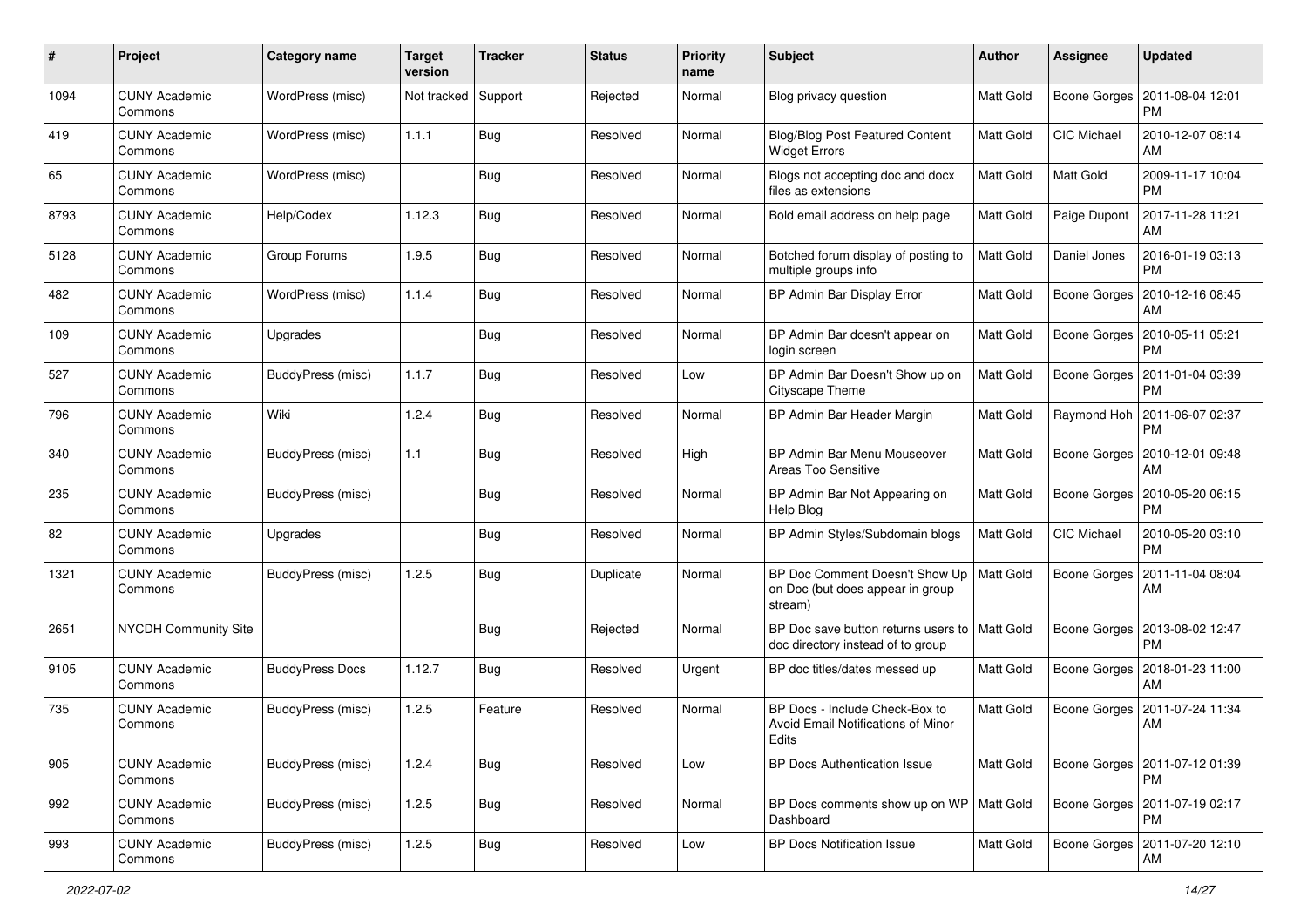| # | Project | Category name | Target version | Tracker | Status | Priority name | Subject | Author | Assignee | Updated |
|---|---|---|---|---|---|---|---|---|---|---|
| 1094 | CUNY Academic Commons | WordPress (misc) | Not tracked | Support | Rejected | Normal | Blog privacy question | Matt Gold | Boone Gorges | 2011-08-04 12:01 PM |
| 419 | CUNY Academic Commons | WordPress (misc) | 1.1.1 | Bug | Resolved | Normal | Blog/Blog Post Featured Content Widget Errors | Matt Gold | CIC Michael | 2010-12-07 08:14 AM |
| 65 | CUNY Academic Commons | WordPress (misc) | | Bug | Resolved | Normal | Blogs not accepting doc and docx files as extensions | Matt Gold | Matt Gold | 2009-11-17 10:04 PM |
| 8793 | CUNY Academic Commons | Help/Codex | 1.12.3 | Bug | Resolved | Normal | Bold email address on help page | Matt Gold | Paige Dupont | 2017-11-28 11:21 AM |
| 5128 | CUNY Academic Commons | Group Forums | 1.9.5 | Bug | Resolved | Normal | Botched forum display of posting to multiple groups info | Matt Gold | Daniel Jones | 2016-01-19 03:13 PM |
| 482 | CUNY Academic Commons | WordPress (misc) | 1.1.4 | Bug | Resolved | Normal | BP Admin Bar Display Error | Matt Gold | Boone Gorges | 2010-12-16 08:45 AM |
| 109 | CUNY Academic Commons | Upgrades | | Bug | Resolved | Normal | BP Admin Bar doesn't appear on login screen | Matt Gold | Boone Gorges | 2010-05-11 05:21 PM |
| 527 | CUNY Academic Commons | BuddyPress (misc) | 1.1.7 | Bug | Resolved | Low | BP Admin Bar Doesn't Show up on Cityscape Theme | Matt Gold | Boone Gorges | 2011-01-04 03:39 PM |
| 796 | CUNY Academic Commons | Wiki | 1.2.4 | Bug | Resolved | Normal | BP Admin Bar Header Margin | Matt Gold | Raymond Hoh | 2011-06-07 02:37 PM |
| 340 | CUNY Academic Commons | BuddyPress (misc) | 1.1 | Bug | Resolved | High | BP Admin Bar Menu Mouseover Areas Too Sensitive | Matt Gold | Boone Gorges | 2010-12-01 09:48 AM |
| 235 | CUNY Academic Commons | BuddyPress (misc) | | Bug | Resolved | Normal | BP Admin Bar Not Appearing on Help Blog | Matt Gold | Boone Gorges | 2010-05-20 06:15 PM |
| 82 | CUNY Academic Commons | Upgrades | | Bug | Resolved | Normal | BP Admin Styles/Subdomain blogs | Matt Gold | CIC Michael | 2010-05-20 03:10 PM |
| 1321 | CUNY Academic Commons | BuddyPress (misc) | 1.2.5 | Bug | Duplicate | Normal | BP Doc Comment Doesn't Show Up on Doc (but does appear in group stream) | Matt Gold | Boone Gorges | 2011-11-04 08:04 AM |
| 2651 | NYCDH Community Site | | | Bug | Rejected | Normal | BP Doc save button returns users to doc directory instead of to group | Matt Gold | Boone Gorges | 2013-08-02 12:47 PM |
| 9105 | CUNY Academic Commons | BuddyPress Docs | 1.12.7 | Bug | Resolved | Urgent | BP doc titles/dates messed up | Matt Gold | Boone Gorges | 2018-01-23 11:00 AM |
| 735 | CUNY Academic Commons | BuddyPress (misc) | 1.2.5 | Feature | Resolved | Normal | BP Docs - Include Check-Box to Avoid Email Notifications of Minor Edits | Matt Gold | Boone Gorges | 2011-07-24 11:34 AM |
| 905 | CUNY Academic Commons | BuddyPress (misc) | 1.2.4 | Bug | Resolved | Low | BP Docs Authentication Issue | Matt Gold | Boone Gorges | 2011-07-12 01:39 PM |
| 992 | CUNY Academic Commons | BuddyPress (misc) | 1.2.5 | Bug | Resolved | Normal | BP Docs comments show up on WP Dashboard | Matt Gold | Boone Gorges | 2011-07-19 02:17 PM |
| 993 | CUNY Academic Commons | BuddyPress (misc) | 1.2.5 | Bug | Resolved | Low | BP Docs Notification Issue | Matt Gold | Boone Gorges | 2011-07-20 12:10 AM |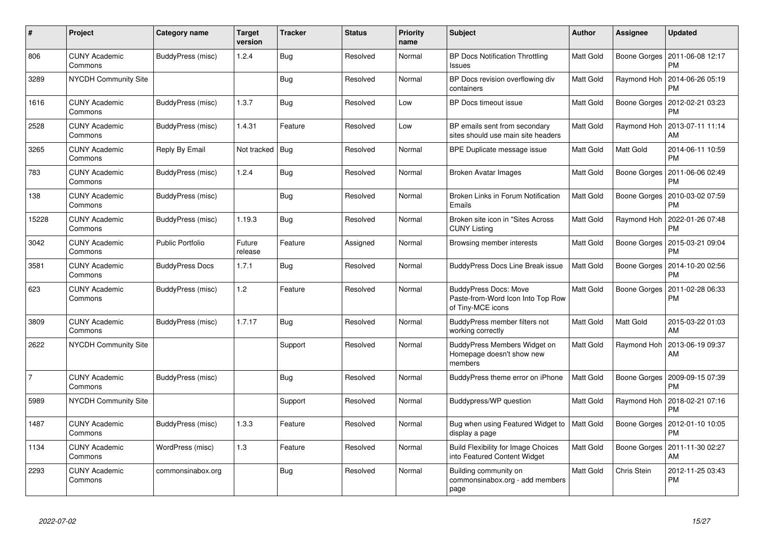| # | Project | Category name | Target version | Tracker | Status | Priority name | Subject | Author | Assignee | Updated |
|---|---|---|---|---|---|---|---|---|---|---|
| 806 | CUNY Academic Commons | BuddyPress (misc) | 1.2.4 | Bug | Resolved | Normal | BP Docs Notification Throttling Issues | Matt Gold | Boone Gorges | 2011-06-08 12:17 PM |
| 3289 | NYCDH Community Site | | | Bug | Resolved | Normal | BP Docs revision overflowing div containers | Matt Gold | Raymond Hoh | 2014-06-26 05:19 PM |
| 1616 | CUNY Academic Commons | BuddyPress (misc) | 1.3.7 | Bug | Resolved | Low | BP Docs timeout issue | Matt Gold | Boone Gorges | 2012-02-21 03:23 PM |
| 2528 | CUNY Academic Commons | BuddyPress (misc) | 1.4.31 | Feature | Resolved | Low | BP emails sent from secondary sites should use main site headers | Matt Gold | Raymond Hoh | 2013-07-11 11:14 AM |
| 3265 | CUNY Academic Commons | Reply By Email | Not tracked | Bug | Resolved | Normal | BPE Duplicate message issue | Matt Gold | Matt Gold | 2014-06-11 10:59 PM |
| 783 | CUNY Academic Commons | BuddyPress (misc) | 1.2.4 | Bug | Resolved | Normal | Broken Avatar Images | Matt Gold | Boone Gorges | 2011-06-06 02:49 PM |
| 138 | CUNY Academic Commons | BuddyPress (misc) | | Bug | Resolved | Normal | Broken Links in Forum Notification Emails | Matt Gold | Boone Gorges | 2010-03-02 07:59 PM |
| 15228 | CUNY Academic Commons | BuddyPress (misc) | 1.19.3 | Bug | Resolved | Normal | Broken site icon in "Sites Across CUNY Listing | Matt Gold | Raymond Hoh | 2022-01-26 07:48 PM |
| 3042 | CUNY Academic Commons | Public Portfolio | Future release | Feature | Assigned | Normal | Browsing member interests | Matt Gold | Boone Gorges | 2015-03-21 09:04 PM |
| 3581 | CUNY Academic Commons | BuddyPress Docs | 1.7.1 | Bug | Resolved | Normal | BuddyPress Docs Line Break issue | Matt Gold | Boone Gorges | 2014-10-20 02:56 PM |
| 623 | CUNY Academic Commons | BuddyPress (misc) | 1.2 | Feature | Resolved | Normal | BuddyPress Docs: Move Paste-from-Word Icon Into Top Row of Tiny-MCE icons | Matt Gold | Boone Gorges | 2011-02-28 06:33 PM |
| 3809 | CUNY Academic Commons | BuddyPress (misc) | 1.7.17 | Bug | Resolved | Normal | BuddyPress member filters not working correctly | Matt Gold | Matt Gold | 2015-03-22 01:03 AM |
| 2622 | NYCDH Community Site | | | Support | Resolved | Normal | BuddyPress Members Widget on Homepage doesn't show new members | Matt Gold | Raymond Hoh | 2013-06-19 09:37 AM |
| 7 | CUNY Academic Commons | BuddyPress (misc) | | Bug | Resolved | Normal | BuddyPress theme error on iPhone | Matt Gold | Boone Gorges | 2009-09-15 07:39 PM |
| 5989 | NYCDH Community Site | | | Support | Resolved | Normal | Buddypress/WP question | Matt Gold | Raymond Hoh | 2018-02-21 07:16 PM |
| 1487 | CUNY Academic Commons | BuddyPress (misc) | 1.3.3 | Feature | Resolved | Normal | Bug when using Featured Widget to display a page | Matt Gold | Boone Gorges | 2012-01-10 10:05 PM |
| 1134 | CUNY Academic Commons | WordPress (misc) | 1.3 | Feature | Resolved | Normal | Build Flexibility for Image Choices into Featured Content Widget | Matt Gold | Boone Gorges | 2011-11-30 02:27 AM |
| 2293 | CUNY Academic Commons | commonsinabox.org | | Bug | Resolved | Normal | Building community on commonsinabox.org - add members page | Matt Gold | Chris Stein | 2012-11-25 03:43 PM |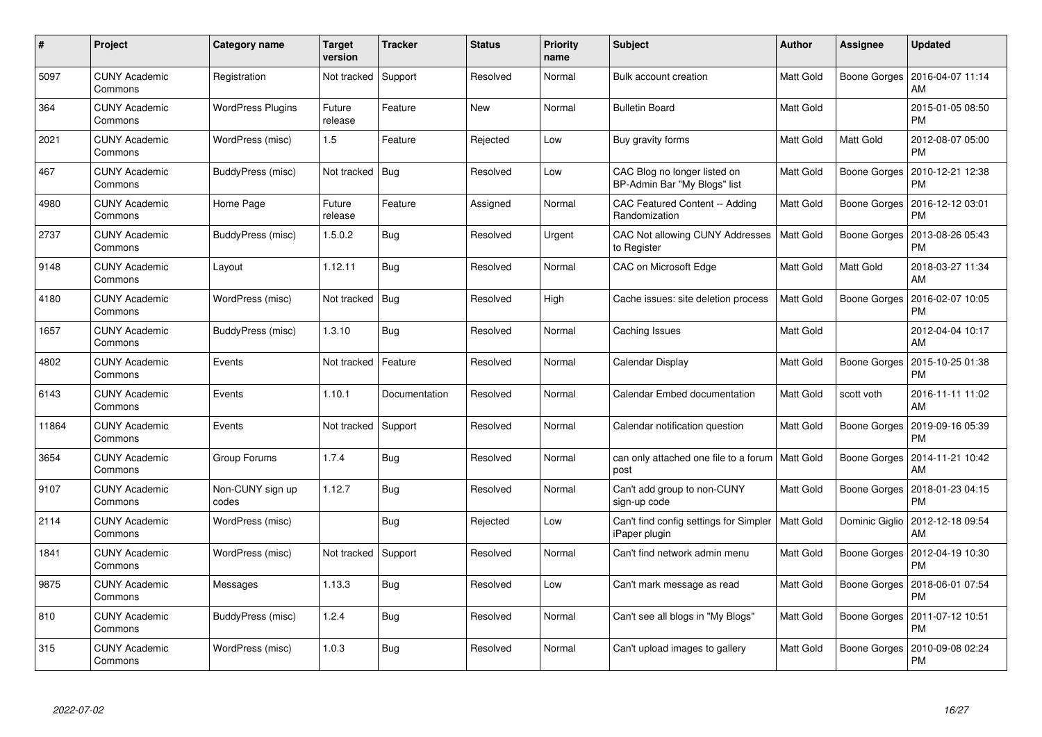| # | Project | Category name | Target version | Tracker | Status | Priority name | Subject | Author | Assignee | Updated |
|---|---|---|---|---|---|---|---|---|---|---|
| 5097 | CUNY Academic Commons | Registration | Not tracked | Support | Resolved | Normal | Bulk account creation | Matt Gold | Boone Gorges | 2016-04-07 11:14 AM |
| 364 | CUNY Academic Commons | WordPress Plugins | Future release | Feature | New | Normal | Bulletin Board | Matt Gold | | 2015-01-05 08:50 PM |
| 2021 | CUNY Academic Commons | WordPress (misc) | 1.5 | Feature | Rejected | Low | Buy gravity forms | Matt Gold | Matt Gold | 2012-08-07 05:00 PM |
| 467 | CUNY Academic Commons | BuddyPress (misc) | Not tracked | Bug | Resolved | Low | CAC Blog no longer listed on BP-Admin Bar "My Blogs" list | Matt Gold | Boone Gorges | 2010-12-21 12:38 PM |
| 4980 | CUNY Academic Commons | Home Page | Future release | Feature | Assigned | Normal | CAC Featured Content -- Adding Randomization | Matt Gold | Boone Gorges | 2016-12-12 03:01 PM |
| 2737 | CUNY Academic Commons | BuddyPress (misc) | 1.5.0.2 | Bug | Resolved | Urgent | CAC Not allowing CUNY Addresses to Register | Matt Gold | Boone Gorges | 2013-08-26 05:43 PM |
| 9148 | CUNY Academic Commons | Layout | 1.12.11 | Bug | Resolved | Normal | CAC on Microsoft Edge | Matt Gold | Matt Gold | 2018-03-27 11:34 AM |
| 4180 | CUNY Academic Commons | WordPress (misc) | Not tracked | Bug | Resolved | High | Cache issues: site deletion process | Matt Gold | Boone Gorges | 2016-02-07 10:05 PM |
| 1657 | CUNY Academic Commons | BuddyPress (misc) | 1.3.10 | Bug | Resolved | Normal | Caching Issues | Matt Gold | | 2012-04-04 10:17 AM |
| 4802 | CUNY Academic Commons | Events | Not tracked | Feature | Resolved | Normal | Calendar Display | Matt Gold | Boone Gorges | 2015-10-25 01:38 PM |
| 6143 | CUNY Academic Commons | Events | 1.10.1 | Documentation | Resolved | Normal | Calendar Embed documentation | Matt Gold | scott voth | 2016-11-11 11:02 AM |
| 11864 | CUNY Academic Commons | Events | Not tracked | Support | Resolved | Normal | Calendar notification question | Matt Gold | Boone Gorges | 2019-09-16 05:39 PM |
| 3654 | CUNY Academic Commons | Group Forums | 1.7.4 | Bug | Resolved | Normal | can only attached one file to a forum post | Matt Gold | Boone Gorges | 2014-11-21 10:42 AM |
| 9107 | CUNY Academic Commons | Non-CUNY sign up codes | 1.12.7 | Bug | Resolved | Normal | Can't add group to non-CUNY sign-up code | Matt Gold | Boone Gorges | 2018-01-23 04:15 PM |
| 2114 | CUNY Academic Commons | WordPress (misc) | | Bug | Rejected | Low | Can't find config settings for Simpler iPaper plugin | Matt Gold | Dominic Giglio | 2012-12-18 09:54 AM |
| 1841 | CUNY Academic Commons | WordPress (misc) | Not tracked | Support | Resolved | Normal | Can't find network admin menu | Matt Gold | Boone Gorges | 2012-04-19 10:30 PM |
| 9875 | CUNY Academic Commons | Messages | 1.13.3 | Bug | Resolved | Low | Can't mark message as read | Matt Gold | Boone Gorges | 2018-06-01 07:54 PM |
| 810 | CUNY Academic Commons | BuddyPress (misc) | 1.2.4 | Bug | Resolved | Normal | Can't see all blogs in "My Blogs" | Matt Gold | Boone Gorges | 2011-07-12 10:51 PM |
| 315 | CUNY Academic Commons | WordPress (misc) | 1.0.3 | Bug | Resolved | Normal | Can't upload images to gallery | Matt Gold | Boone Gorges | 2010-09-08 02:24 PM |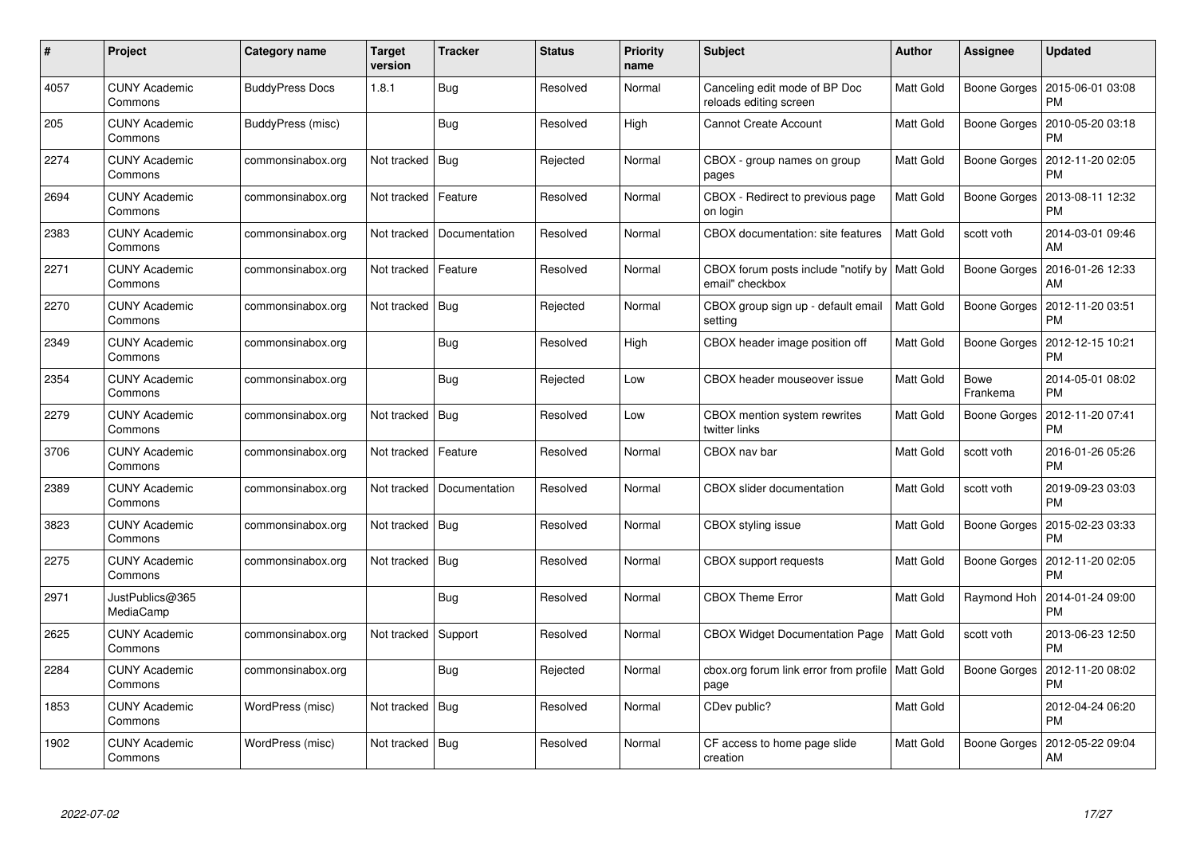| # | Project | Category name | Target version | Tracker | Status | Priority name | Subject | Author | Assignee | Updated |
|---|---|---|---|---|---|---|---|---|---|---|
| 4057 | CUNY Academic Commons | BuddyPress Docs | 1.8.1 | Bug | Resolved | Normal | Canceling edit mode of BP Doc reloads editing screen | Matt Gold | Boone Gorges | 2015-06-01 03:08 PM |
| 205 | CUNY Academic Commons | BuddyPress (misc) | | Bug | Resolved | High | Cannot Create Account | Matt Gold | Boone Gorges | 2010-05-20 03:18 PM |
| 2274 | CUNY Academic Commons | commonsinabox.org | Not tracked | Bug | Rejected | Normal | CBOX - group names on group pages | Matt Gold | Boone Gorges | 2012-11-20 02:05 PM |
| 2694 | CUNY Academic Commons | commonsinabox.org | Not tracked | Feature | Resolved | Normal | CBOX - Redirect to previous page on login | Matt Gold | Boone Gorges | 2013-08-11 12:32 PM |
| 2383 | CUNY Academic Commons | commonsinabox.org | Not tracked | Documentation | Resolved | Normal | CBOX documentation: site features | Matt Gold | scott voth | 2014-03-01 09:46 AM |
| 2271 | CUNY Academic Commons | commonsinabox.org | Not tracked | Feature | Resolved | Normal | CBOX forum posts include "notify by email" checkbox | Matt Gold | Boone Gorges | 2016-01-26 12:33 AM |
| 2270 | CUNY Academic Commons | commonsinabox.org | Not tracked | Bug | Rejected | Normal | CBOX group sign up - default email setting | Matt Gold | Boone Gorges | 2012-11-20 03:51 PM |
| 2349 | CUNY Academic Commons | commonsinabox.org | | Bug | Resolved | High | CBOX header image position off | Matt Gold | Boone Gorges | 2012-12-15 10:21 PM |
| 2354 | CUNY Academic Commons | commonsinabox.org | | Bug | Rejected | Low | CBOX header mouseover issue | Matt Gold | Bowe Frankema | 2014-05-01 08:02 PM |
| 2279 | CUNY Academic Commons | commonsinabox.org | Not tracked | Bug | Resolved | Low | CBOX mention system rewrites twitter links | Matt Gold | Boone Gorges | 2012-11-20 07:41 PM |
| 3706 | CUNY Academic Commons | commonsinabox.org | Not tracked | Feature | Resolved | Normal | CBOX nav bar | Matt Gold | scott voth | 2016-01-26 05:26 PM |
| 2389 | CUNY Academic Commons | commonsinabox.org | Not tracked | Documentation | Resolved | Normal | CBOX slider documentation | Matt Gold | scott voth | 2019-09-23 03:03 PM |
| 3823 | CUNY Academic Commons | commonsinabox.org | Not tracked | Bug | Resolved | Normal | CBOX styling issue | Matt Gold | Boone Gorges | 2015-02-23 03:33 PM |
| 2275 | CUNY Academic Commons | commonsinabox.org | Not tracked | Bug | Resolved | Normal | CBOX support requests | Matt Gold | Boone Gorges | 2012-11-20 02:05 PM |
| 2971 | JustPublics@365 MediaCamp | | | Bug | Resolved | Normal | CBOX Theme Error | Matt Gold | Raymond Hoh | 2014-01-24 09:00 PM |
| 2625 | CUNY Academic Commons | commonsinabox.org | Not tracked | Support | Resolved | Normal | CBOX Widget Documentation Page | Matt Gold | scott voth | 2013-06-23 12:50 PM |
| 2284 | CUNY Academic Commons | commonsinabox.org | | Bug | Rejected | Normal | cbox.org forum link error from profile page | Matt Gold | Boone Gorges | 2012-11-20 08:02 PM |
| 1853 | CUNY Academic Commons | WordPress (misc) | Not tracked | Bug | Resolved | Normal | CDev public? | Matt Gold | | 2012-04-24 06:20 PM |
| 1902 | CUNY Academic Commons | WordPress (misc) | Not tracked | Bug | Resolved | Normal | CF access to home page slide creation | Matt Gold | Boone Gorges | 2012-05-22 09:04 AM |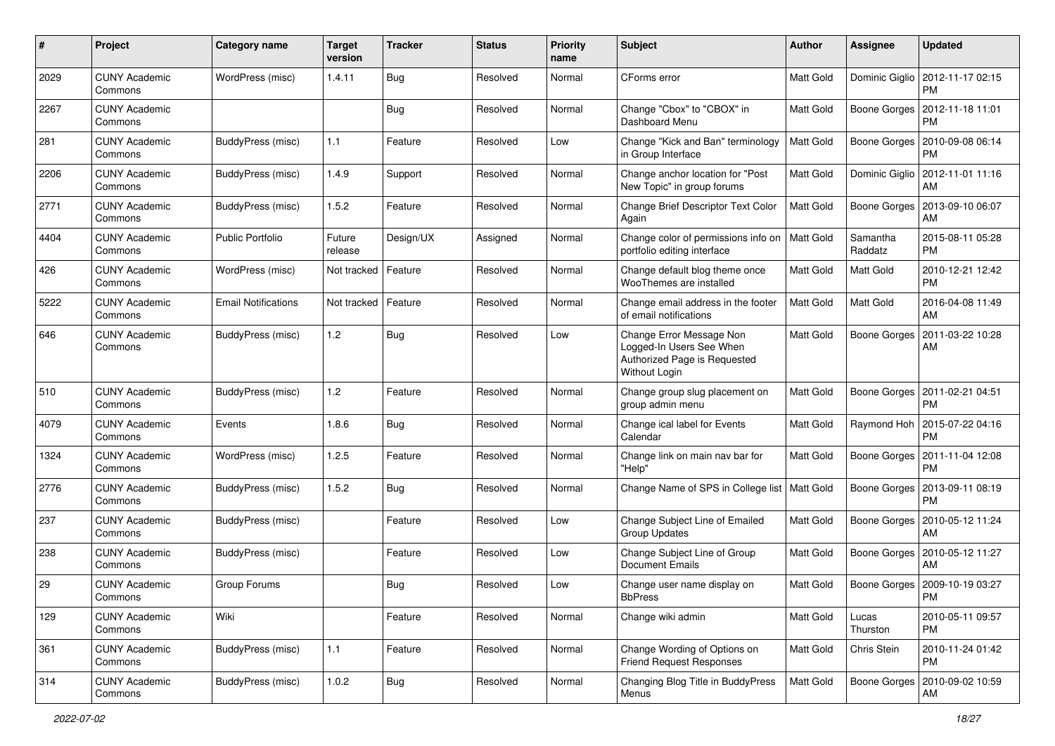| # | Project | Category name | Target version | Tracker | Status | Priority name | Subject | Author | Assignee | Updated |
|---|---|---|---|---|---|---|---|---|---|---|
| 2029 | CUNY Academic Commons | WordPress (misc) | 1.4.11 | Bug | Resolved | Normal | CForms error | Matt Gold | Dominic Giglio | 2012-11-17 02:15 PM |
| 2267 | CUNY Academic Commons | | | Bug | Resolved | Normal | Change "Cbox" to "CBOX" in Dashboard Menu | Matt Gold | Boone Gorges | 2012-11-18 11:01 PM |
| 281 | CUNY Academic Commons | BuddyPress (misc) | 1.1 | Feature | Resolved | Low | Change "Kick and Ban" terminology in Group Interface | Matt Gold | Boone Gorges | 2010-09-08 06:14 PM |
| 2206 | CUNY Academic Commons | BuddyPress (misc) | 1.4.9 | Support | Resolved | Normal | Change anchor location for "Post New Topic" in group forums | Matt Gold | Dominic Giglio | 2012-11-01 11:16 AM |
| 2771 | CUNY Academic Commons | BuddyPress (misc) | 1.5.2 | Feature | Resolved | Normal | Change Brief Descriptor Text Color Again | Matt Gold | Boone Gorges | 2013-09-10 06:07 AM |
| 4404 | CUNY Academic Commons | Public Portfolio | Future release | Design/UX | Assigned | Normal | Change color of permissions info on portfolio editing interface | Matt Gold | Samantha Raddatz | 2015-08-11 05:28 PM |
| 426 | CUNY Academic Commons | WordPress (misc) | Not tracked | Feature | Resolved | Normal | Change default blog theme once WooThemes are installed | Matt Gold | Matt Gold | 2010-12-21 12:42 PM |
| 5222 | CUNY Academic Commons | Email Notifications | Not tracked | Feature | Resolved | Normal | Change email address in the footer of email notifications | Matt Gold | Matt Gold | 2016-04-08 11:49 AM |
| 646 | CUNY Academic Commons | BuddyPress (misc) | 1.2 | Bug | Resolved | Low | Change Error Message Non Logged-In Users See When Authorized Page is Requested Without Login | Matt Gold | Boone Gorges | 2011-03-22 10:28 AM |
| 510 | CUNY Academic Commons | BuddyPress (misc) | 1.2 | Feature | Resolved | Normal | Change group slug placement on group admin menu | Matt Gold | Boone Gorges | 2011-02-21 04:51 PM |
| 4079 | CUNY Academic Commons | Events | 1.8.6 | Bug | Resolved | Normal | Change ical label for Events Calendar | Matt Gold | Raymond Hoh | 2015-07-22 04:16 PM |
| 1324 | CUNY Academic Commons | WordPress (misc) | 1.2.5 | Feature | Resolved | Normal | Change link on main nav bar for "Help" | Matt Gold | Boone Gorges | 2011-11-04 12:08 PM |
| 2776 | CUNY Academic Commons | BuddyPress (misc) | 1.5.2 | Bug | Resolved | Normal | Change Name of SPS in College list | Matt Gold | Boone Gorges | 2013-09-11 08:19 PM |
| 237 | CUNY Academic Commons | BuddyPress (misc) | | Feature | Resolved | Low | Change Subject Line of Emailed Group Updates | Matt Gold | Boone Gorges | 2010-05-12 11:24 AM |
| 238 | CUNY Academic Commons | BuddyPress (misc) | | Feature | Resolved | Low | Change Subject Line of Group Document Emails | Matt Gold | Boone Gorges | 2010-05-12 11:27 AM |
| 29 | CUNY Academic Commons | Group Forums | | Bug | Resolved | Low | Change user name display on BbPress | Matt Gold | Boone Gorges | 2009-10-19 03:27 PM |
| 129 | CUNY Academic Commons | Wiki | | Feature | Resolved | Normal | Change wiki admin | Matt Gold | Lucas Thurston | 2010-05-11 09:57 PM |
| 361 | CUNY Academic Commons | BuddyPress (misc) | 1.1 | Feature | Resolved | Normal | Change Wording of Options on Friend Request Responses | Matt Gold | Chris Stein | 2010-11-24 01:42 PM |
| 314 | CUNY Academic Commons | BuddyPress (misc) | 1.0.2 | Bug | Resolved | Normal | Changing Blog Title in BuddyPress Menus | Matt Gold | Boone Gorges | 2010-09-02 10:59 AM |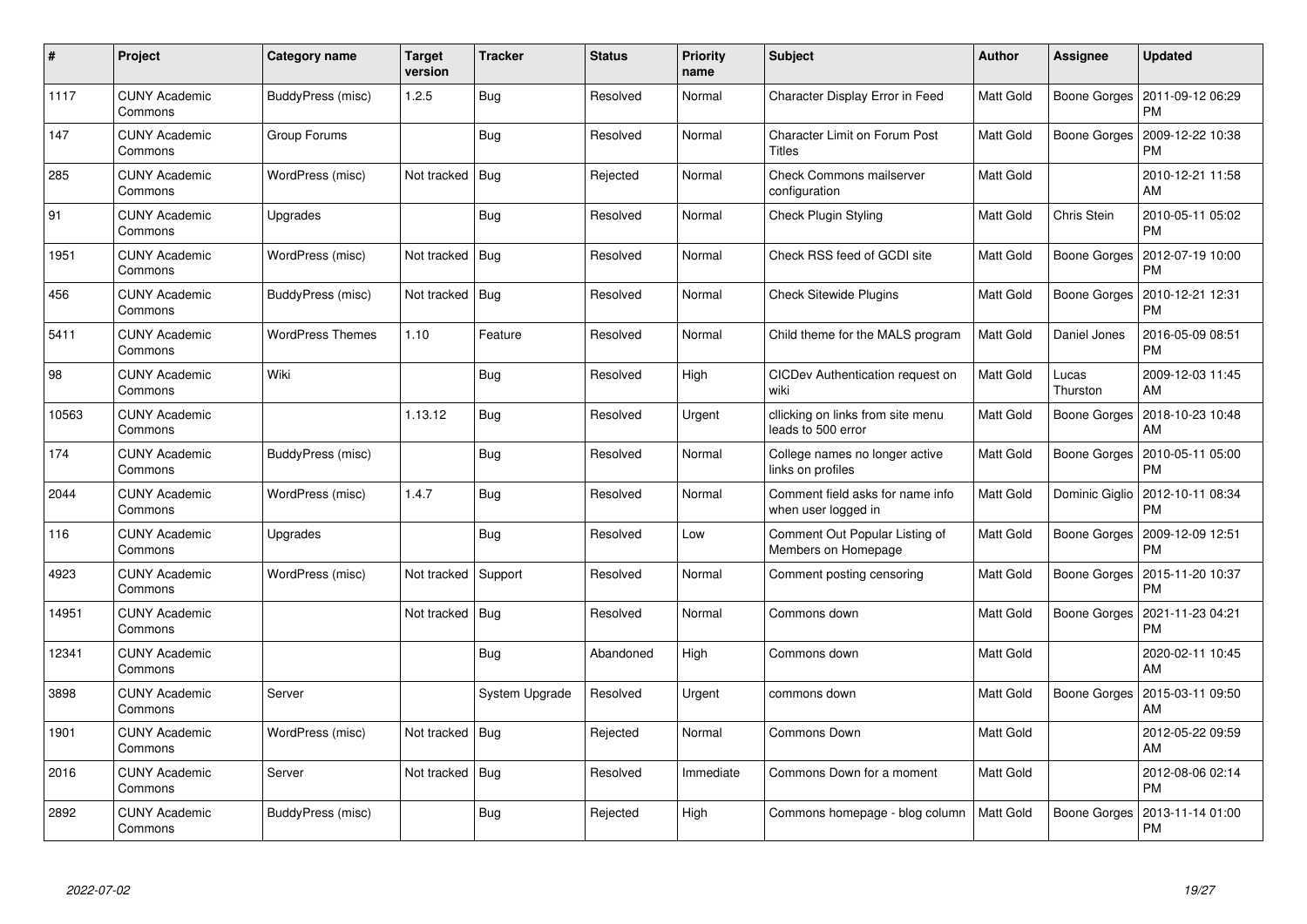| # | Project | Category name | Target version | Tracker | Status | Priority name | Subject | Author | Assignee | Updated |
|---|---|---|---|---|---|---|---|---|---|---|
| 1117 | CUNY Academic Commons | BuddyPress (misc) | 1.2.5 | Bug | Resolved | Normal | Character Display Error in Feed | Matt Gold | Boone Gorges | 2011-09-12 06:29 PM |
| 147 | CUNY Academic Commons | Group Forums | | Bug | Resolved | Normal | Character Limit on Forum Post Titles | Matt Gold | Boone Gorges | 2009-12-22 10:38 PM |
| 285 | CUNY Academic Commons | WordPress (misc) | Not tracked | Bug | Rejected | Normal | Check Commons mailserver configuration | Matt Gold | | 2010-12-21 11:58 AM |
| 91 | CUNY Academic Commons | Upgrades | | Bug | Resolved | Normal | Check Plugin Styling | Matt Gold | Chris Stein | 2010-05-11 05:02 PM |
| 1951 | CUNY Academic Commons | WordPress (misc) | Not tracked | Bug | Resolved | Normal | Check RSS feed of GCDI site | Matt Gold | Boone Gorges | 2012-07-19 10:00 PM |
| 456 | CUNY Academic Commons | BuddyPress (misc) | Not tracked | Bug | Resolved | Normal | Check Sitewide Plugins | Matt Gold | Boone Gorges | 2010-12-21 12:31 PM |
| 5411 | CUNY Academic Commons | WordPress Themes | 1.10 | Feature | Resolved | Normal | Child theme for the MALS program | Matt Gold | Daniel Jones | 2016-05-09 08:51 PM |
| 98 | CUNY Academic Commons | Wiki | | Bug | Resolved | High | CICDev Authentication request on wiki | Matt Gold | Lucas Thurston | 2009-12-03 11:45 AM |
| 10563 | CUNY Academic Commons | | 1.13.12 | Bug | Resolved | Urgent | cllicking on links from site menu leads to 500 error | Matt Gold | Boone Gorges | 2018-10-23 10:48 AM |
| 174 | CUNY Academic Commons | BuddyPress (misc) | | Bug | Resolved | Normal | College names no longer active links on profiles | Matt Gold | Boone Gorges | 2010-05-11 05:00 PM |
| 2044 | CUNY Academic Commons | WordPress (misc) | 1.4.7 | Bug | Resolved | Normal | Comment field asks for name info when user logged in | Matt Gold | Dominic Giglio | 2012-10-11 08:34 PM |
| 116 | CUNY Academic Commons | Upgrades | | Bug | Resolved | Low | Comment Out Popular Listing of Members on Homepage | Matt Gold | Boone Gorges | 2009-12-09 12:51 PM |
| 4923 | CUNY Academic Commons | WordPress (misc) | Not tracked | Support | Resolved | Normal | Comment posting censoring | Matt Gold | Boone Gorges | 2015-11-20 10:37 PM |
| 14951 | CUNY Academic Commons | | Not tracked | Bug | Resolved | Normal | Commons down | Matt Gold | Boone Gorges | 2021-11-23 04:21 PM |
| 12341 | CUNY Academic Commons | | | Bug | Abandoned | High | Commons down | Matt Gold | | 2020-02-11 10:45 AM |
| 3898 | CUNY Academic Commons | Server | | System Upgrade | Resolved | Urgent | commons down | Matt Gold | Boone Gorges | 2015-03-11 09:50 AM |
| 1901 | CUNY Academic Commons | WordPress (misc) | Not tracked | Bug | Rejected | Normal | Commons Down | Matt Gold | | 2012-05-22 09:59 AM |
| 2016 | CUNY Academic Commons | Server | Not tracked | Bug | Resolved | Immediate | Commons Down for a moment | Matt Gold | | 2012-08-06 02:14 PM |
| 2892 | CUNY Academic Commons | BuddyPress (misc) | | Bug | Rejected | High | Commons homepage - blog column | Matt Gold | Boone Gorges | 2013-11-14 01:00 PM |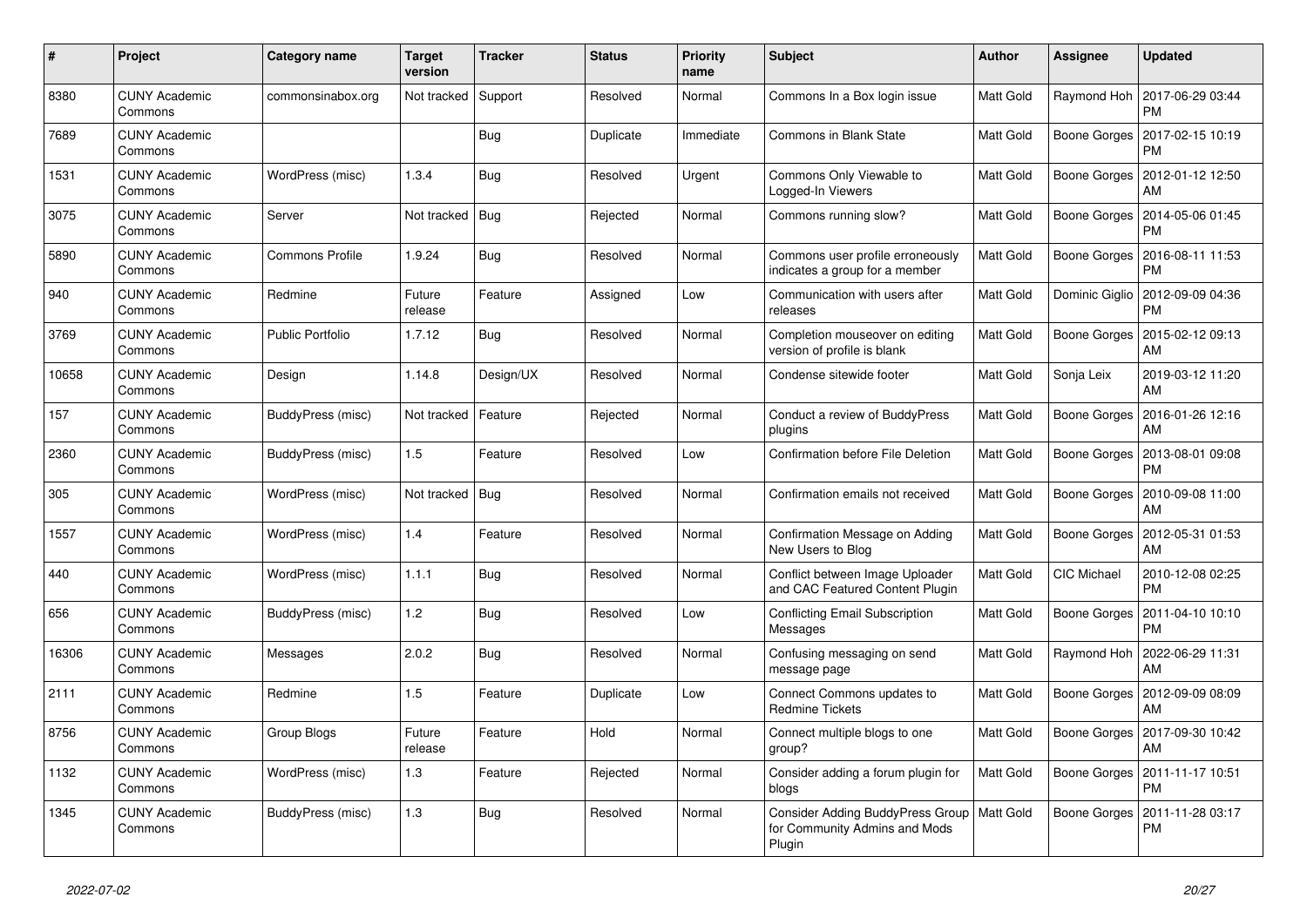| # | Project | Category name | Target version | Tracker | Status | Priority name | Subject | Author | Assignee | Updated |
|---|---|---|---|---|---|---|---|---|---|---|
| 8380 | CUNY Academic Commons | commonsinabox.org | Not tracked | Support | Resolved | Normal | Commons In a Box login issue | Matt Gold | Raymond Hoh | 2017-06-29 03:44 PM |
| 7689 | CUNY Academic Commons | | | Bug | Duplicate | Immediate | Commons in Blank State | Matt Gold | Boone Gorges | 2017-02-15 10:19 PM |
| 1531 | CUNY Academic Commons | WordPress (misc) | 1.3.4 | Bug | Resolved | Urgent | Commons Only Viewable to Logged-In Viewers | Matt Gold | Boone Gorges | 2012-01-12 12:50 AM |
| 3075 | CUNY Academic Commons | Server | Not tracked | Bug | Rejected | Normal | Commons running slow? | Matt Gold | Boone Gorges | 2014-05-06 01:45 PM |
| 5890 | CUNY Academic Commons | Commons Profile | 1.9.24 | Bug | Resolved | Normal | Commons user profile erroneously indicates a group for a member | Matt Gold | Boone Gorges | 2016-08-11 11:53 PM |
| 940 | CUNY Academic Commons | Redmine | Future release | Feature | Assigned | Low | Communication with users after releases | Matt Gold | Dominic Giglio | 2012-09-09 04:36 PM |
| 3769 | CUNY Academic Commons | Public Portfolio | 1.7.12 | Bug | Resolved | Normal | Completion mouseover on editing version of profile is blank | Matt Gold | Boone Gorges | 2015-02-12 09:13 AM |
| 10658 | CUNY Academic Commons | Design | 1.14.8 | Design/UX | Resolved | Normal | Condense sitewide footer | Matt Gold | Sonja Leix | 2019-03-12 11:20 AM |
| 157 | CUNY Academic Commons | BuddyPress (misc) | Not tracked | Feature | Rejected | Normal | Conduct a review of BuddyPress plugins | Matt Gold | Boone Gorges | 2016-01-26 12:16 AM |
| 2360 | CUNY Academic Commons | BuddyPress (misc) | 1.5 | Feature | Resolved | Low | Confirmation before File Deletion | Matt Gold | Boone Gorges | 2013-08-01 09:08 PM |
| 305 | CUNY Academic Commons | WordPress (misc) | Not tracked | Bug | Resolved | Normal | Confirmation emails not received | Matt Gold | Boone Gorges | 2010-09-08 11:00 AM |
| 1557 | CUNY Academic Commons | WordPress (misc) | 1.4 | Feature | Resolved | Normal | Confirmation Message on Adding New Users to Blog | Matt Gold | Boone Gorges | 2012-05-31 01:53 AM |
| 440 | CUNY Academic Commons | WordPress (misc) | 1.1.1 | Bug | Resolved | Normal | Conflict between Image Uploader and CAC Featured Content Plugin | Matt Gold | CIC Michael | 2010-12-08 02:25 PM |
| 656 | CUNY Academic Commons | BuddyPress (misc) | 1.2 | Bug | Resolved | Low | Conflicting Email Subscription Messages | Matt Gold | Boone Gorges | 2011-04-10 10:10 PM |
| 16306 | CUNY Academic Commons | Messages | 2.0.2 | Bug | Resolved | Normal | Confusing messaging on send message page | Matt Gold | Raymond Hoh | 2022-06-29 11:31 AM |
| 2111 | CUNY Academic Commons | Redmine | 1.5 | Feature | Duplicate | Low | Connect Commons updates to Redmine Tickets | Matt Gold | Boone Gorges | 2012-09-09 08:09 AM |
| 8756 | CUNY Academic Commons | Group Blogs | Future release | Feature | Hold | Normal | Connect multiple blogs to one group? | Matt Gold | Boone Gorges | 2017-09-30 10:42 AM |
| 1132 | CUNY Academic Commons | WordPress (misc) | 1.3 | Feature | Rejected | Normal | Consider adding a forum plugin for blogs | Matt Gold | Boone Gorges | 2011-11-17 10:51 PM |
| 1345 | CUNY Academic Commons | BuddyPress (misc) | 1.3 | Bug | Resolved | Normal | Consider Adding BuddyPress Group for Community Admins and Mods Plugin | Matt Gold | Boone Gorges | 2011-11-28 03:17 PM |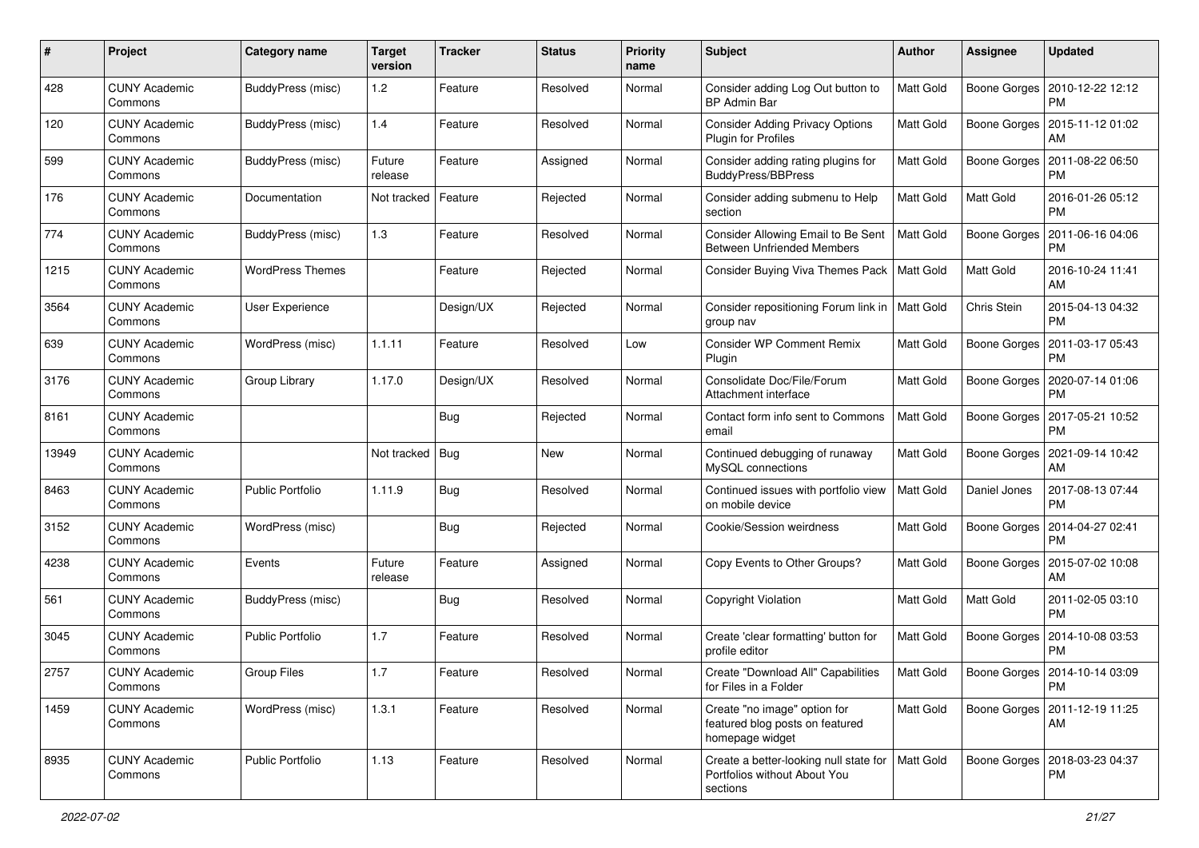| # | Project | Category name | Target version | Tracker | Status | Priority name | Subject | Author | Assignee | Updated |
|---|---|---|---|---|---|---|---|---|---|---|
| 428 | CUNY Academic Commons | BuddyPress (misc) | 1.2 | Feature | Resolved | Normal | Consider adding Log Out button to BP Admin Bar | Matt Gold | Boone Gorges | 2010-12-22 12:12 PM |
| 120 | CUNY Academic Commons | BuddyPress (misc) | 1.4 | Feature | Resolved | Normal | Consider Adding Privacy Options Plugin for Profiles | Matt Gold | Boone Gorges | 2015-11-12 01:02 AM |
| 599 | CUNY Academic Commons | BuddyPress (misc) | Future release | Feature | Assigned | Normal | Consider adding rating plugins for BuddyPress/BBPress | Matt Gold | Boone Gorges | 2011-08-22 06:50 PM |
| 176 | CUNY Academic Commons | Documentation | Not tracked | Feature | Rejected | Normal | Consider adding submenu to Help section | Matt Gold | Matt Gold | 2016-01-26 05:12 PM |
| 774 | CUNY Academic Commons | BuddyPress (misc) | 1.3 | Feature | Resolved | Normal | Consider Allowing Email to Be Sent Between Unfriended Members | Matt Gold | Boone Gorges | 2011-06-16 04:06 PM |
| 1215 | CUNY Academic Commons | WordPress Themes | | Feature | Rejected | Normal | Consider Buying Viva Themes Pack | Matt Gold | Matt Gold | 2016-10-24 11:41 AM |
| 3564 | CUNY Academic Commons | User Experience | | Design/UX | Rejected | Normal | Consider repositioning Forum link in group nav | Matt Gold | Chris Stein | 2015-04-13 04:32 PM |
| 639 | CUNY Academic Commons | WordPress (misc) | 1.1.11 | Feature | Resolved | Low | Consider WP Comment Remix Plugin | Matt Gold | Boone Gorges | 2011-03-17 05:43 PM |
| 3176 | CUNY Academic Commons | Group Library | 1.17.0 | Design/UX | Resolved | Normal | Consolidate Doc/File/Forum Attachment interface | Matt Gold | Boone Gorges | 2020-07-14 01:06 PM |
| 8161 | CUNY Academic Commons | | | Bug | Rejected | Normal | Contact form info sent to Commons email | Matt Gold | Boone Gorges | 2017-05-21 10:52 PM |
| 13949 | CUNY Academic Commons | | Not tracked | Bug | New | Normal | Continued debugging of runaway MySQL connections | Matt Gold | Boone Gorges | 2021-09-14 10:42 AM |
| 8463 | CUNY Academic Commons | Public Portfolio | 1.11.9 | Bug | Resolved | Normal | Continued issues with portfolio view on mobile device | Matt Gold | Daniel Jones | 2017-08-13 07:44 PM |
| 3152 | CUNY Academic Commons | WordPress (misc) | | Bug | Rejected | Normal | Cookie/Session weirdness | Matt Gold | Boone Gorges | 2014-04-27 02:41 PM |
| 4238 | CUNY Academic Commons | Events | Future release | Feature | Assigned | Normal | Copy Events to Other Groups? | Matt Gold | Boone Gorges | 2015-07-02 10:08 AM |
| 561 | CUNY Academic Commons | BuddyPress (misc) | | Bug | Resolved | Normal | Copyright Violation | Matt Gold | Matt Gold | 2011-02-05 03:10 PM |
| 3045 | CUNY Academic Commons | Public Portfolio | 1.7 | Feature | Resolved | Normal | Create 'clear formatting' button for profile editor | Matt Gold | Boone Gorges | 2014-10-08 03:53 PM |
| 2757 | CUNY Academic Commons | Group Files | 1.7 | Feature | Resolved | Normal | Create "Download All" Capabilities for Files in a Folder | Matt Gold | Boone Gorges | 2014-10-14 03:09 PM |
| 1459 | CUNY Academic Commons | WordPress (misc) | 1.3.1 | Feature | Resolved | Normal | Create "no image" option for featured blog posts on featured homepage widget | Matt Gold | Boone Gorges | 2011-12-19 11:25 AM |
| 8935 | CUNY Academic Commons | Public Portfolio | 1.13 | Feature | Resolved | Normal | Create a better-looking null state for Portfolios without About You sections | Matt Gold | Boone Gorges | 2018-03-23 04:37 PM |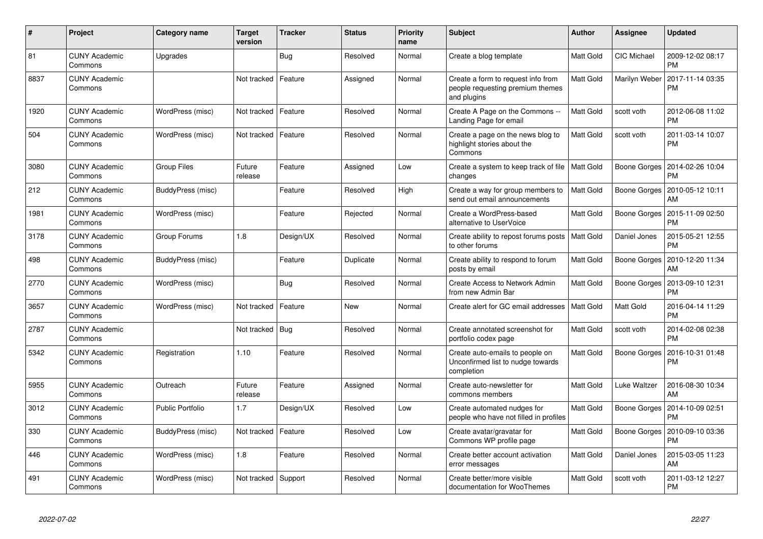| # | Project | Category name | Target version | Tracker | Status | Priority name | Subject | Author | Assignee | Updated |
|---|---|---|---|---|---|---|---|---|---|---|
| 81 | CUNY Academic Commons | Upgrades | | Bug | Resolved | Normal | Create a blog template | Matt Gold | CIC Michael | 2009-12-02 08:17 PM |
| 8837 | CUNY Academic Commons | | Not tracked | Feature | Assigned | Normal | Create a form to request info from people requesting premium themes and plugins | Matt Gold | Marilyn Weber | 2017-11-14 03:35 PM |
| 1920 | CUNY Academic Commons | WordPress (misc) | Not tracked | Feature | Resolved | Normal | Create A Page on the Commons -- Landing Page for email | Matt Gold | scott voth | 2012-06-08 11:02 PM |
| 504 | CUNY Academic Commons | WordPress (misc) | Not tracked | Feature | Resolved | Normal | Create a page on the news blog to highlight stories about the Commons | Matt Gold | scott voth | 2011-03-14 10:07 PM |
| 3080 | CUNY Academic Commons | Group Files | Future release | Feature | Assigned | Low | Create a system to keep track of file changes | Matt Gold | Boone Gorges | 2014-02-26 10:04 PM |
| 212 | CUNY Academic Commons | BuddyPress (misc) | | Feature | Resolved | High | Create a way for group members to send out email announcements | Matt Gold | Boone Gorges | 2010-05-12 10:11 AM |
| 1981 | CUNY Academic Commons | WordPress (misc) | | Feature | Rejected | Normal | Create a WordPress-based alternative to UserVoice | Matt Gold | Boone Gorges | 2015-11-09 02:50 PM |
| 3178 | CUNY Academic Commons | Group Forums | 1.8 | Design/UX | Resolved | Normal | Create ability to repost forums posts to other forums | Matt Gold | Daniel Jones | 2015-05-21 12:55 PM |
| 498 | CUNY Academic Commons | BuddyPress (misc) | | Feature | Duplicate | Normal | Create ability to respond to forum posts by email | Matt Gold | Boone Gorges | 2010-12-20 11:34 AM |
| 2770 | CUNY Academic Commons | WordPress (misc) | | Bug | Resolved | Normal | Create Access to Network Admin from new Admin Bar | Matt Gold | Boone Gorges | 2013-09-10 12:31 PM |
| 3657 | CUNY Academic Commons | WordPress (misc) | Not tracked | Feature | New | Normal | Create alert for GC email addresses | Matt Gold | Matt Gold | 2016-04-14 11:29 PM |
| 2787 | CUNY Academic Commons | | Not tracked | Bug | Resolved | Normal | Create annotated screenshot for portfolio codex page | Matt Gold | scott voth | 2014-02-08 02:38 PM |
| 5342 | CUNY Academic Commons | Registration | 1.10 | Feature | Resolved | Normal | Create auto-emails to people on Unconfirmed list to nudge towards completion | Matt Gold | Boone Gorges | 2016-10-31 01:48 PM |
| 5955 | CUNY Academic Commons | Outreach | Future release | Feature | Assigned | Normal | Create auto-newsletter for commons members | Matt Gold | Luke Waltzer | 2016-08-30 10:34 AM |
| 3012 | CUNY Academic Commons | Public Portfolio | 1.7 | Design/UX | Resolved | Low | Create automated nudges for people who have not filled in profiles | Matt Gold | Boone Gorges | 2014-10-09 02:51 PM |
| 330 | CUNY Academic Commons | BuddyPress (misc) | Not tracked | Feature | Resolved | Low | Create avatar/gravatar for Commons WP profile page | Matt Gold | Boone Gorges | 2010-09-10 03:36 PM |
| 446 | CUNY Academic Commons | WordPress (misc) | 1.8 | Feature | Resolved | Normal | Create better account activation error messages | Matt Gold | Daniel Jones | 2015-03-05 11:23 AM |
| 491 | CUNY Academic Commons | WordPress (misc) | Not tracked | Support | Resolved | Normal | Create better/more visible documentation for WooThemes | Matt Gold | scott voth | 2011-03-12 12:27 PM |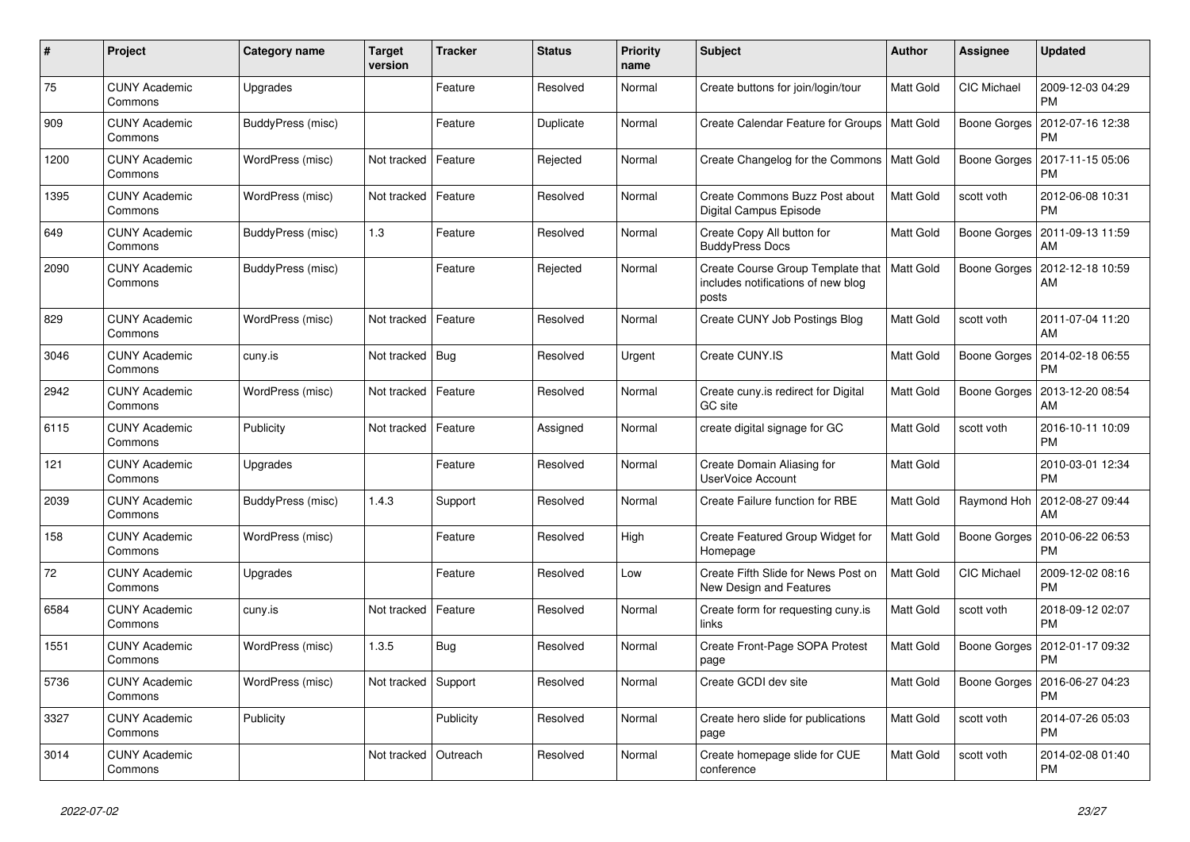| # | Project | Category name | Target version | Tracker | Status | Priority name | Subject | Author | Assignee | Updated |
|---|---|---|---|---|---|---|---|---|---|---|
| 75 | CUNY Academic Commons | Upgrades | | Feature | Resolved | Normal | Create buttons for join/login/tour | Matt Gold | CIC Michael | 2009-12-03 04:29 PM |
| 909 | CUNY Academic Commons | BuddyPress (misc) | | Feature | Duplicate | Normal | Create Calendar Feature for Groups | Matt Gold | Boone Gorges | 2012-07-16 12:38 PM |
| 1200 | CUNY Academic Commons | WordPress (misc) | Not tracked | Feature | Rejected | Normal | Create Changelog for the Commons | Matt Gold | Boone Gorges | 2017-11-15 05:06 PM |
| 1395 | CUNY Academic Commons | WordPress (misc) | Not tracked | Feature | Resolved | Normal | Create Commons Buzz Post about Digital Campus Episode | Matt Gold | scott voth | 2012-06-08 10:31 PM |
| 649 | CUNY Academic Commons | BuddyPress (misc) | 1.3 | Feature | Resolved | Normal | Create Copy All button for BuddyPress Docs | Matt Gold | Boone Gorges | 2011-09-13 11:59 AM |
| 2090 | CUNY Academic Commons | BuddyPress (misc) | | Feature | Rejected | Normal | Create Course Group Template that includes notifications of new blog posts | Matt Gold | Boone Gorges | 2012-12-18 10:59 AM |
| 829 | CUNY Academic Commons | WordPress (misc) | Not tracked | Feature | Resolved | Normal | Create CUNY Job Postings Blog | Matt Gold | scott voth | 2011-07-04 11:20 AM |
| 3046 | CUNY Academic Commons | cuny.is | Not tracked | Bug | Resolved | Urgent | Create CUNY.IS | Matt Gold | Boone Gorges | 2014-02-18 06:55 PM |
| 2942 | CUNY Academic Commons | WordPress (misc) | Not tracked | Feature | Resolved | Normal | Create cuny.is redirect for Digital GC site | Matt Gold | Boone Gorges | 2013-12-20 08:54 AM |
| 6115 | CUNY Academic Commons | Publicity | Not tracked | Feature | Assigned | Normal | create digital signage for GC | Matt Gold | scott voth | 2016-10-11 10:09 PM |
| 121 | CUNY Academic Commons | Upgrades | | Feature | Resolved | Normal | Create Domain Aliasing for UserVoice Account | Matt Gold | | 2010-03-01 12:34 PM |
| 2039 | CUNY Academic Commons | BuddyPress (misc) | 1.4.3 | Support | Resolved | Normal | Create Failure function for RBE | Matt Gold | Raymond Hoh | 2012-08-27 09:44 AM |
| 158 | CUNY Academic Commons | WordPress (misc) | | Feature | Resolved | High | Create Featured Group Widget for Homepage | Matt Gold | Boone Gorges | 2010-06-22 06:53 PM |
| 72 | CUNY Academic Commons | Upgrades | | Feature | Resolved | Low | Create Fifth Slide for News Post on New Design and Features | Matt Gold | CIC Michael | 2009-12-02 08:16 PM |
| 6584 | CUNY Academic Commons | cuny.is | Not tracked | Feature | Resolved | Normal | Create form for requesting cuny.is links | Matt Gold | scott voth | 2018-09-12 02:07 PM |
| 1551 | CUNY Academic Commons | WordPress (misc) | 1.3.5 | Bug | Resolved | Normal | Create Front-Page SOPA Protest page | Matt Gold | Boone Gorges | 2012-01-17 09:32 PM |
| 5736 | CUNY Academic Commons | WordPress (misc) | Not tracked | Support | Resolved | Normal | Create GCDI dev site | Matt Gold | Boone Gorges | 2016-06-27 04:23 PM |
| 3327 | CUNY Academic Commons | Publicity | | Publicity | Resolved | Normal | Create hero slide for publications page | Matt Gold | scott voth | 2014-07-26 05:03 PM |
| 3014 | CUNY Academic Commons | | Not tracked | Outreach | Resolved | Normal | Create homepage slide for CUE conference | Matt Gold | scott voth | 2014-02-08 01:40 PM |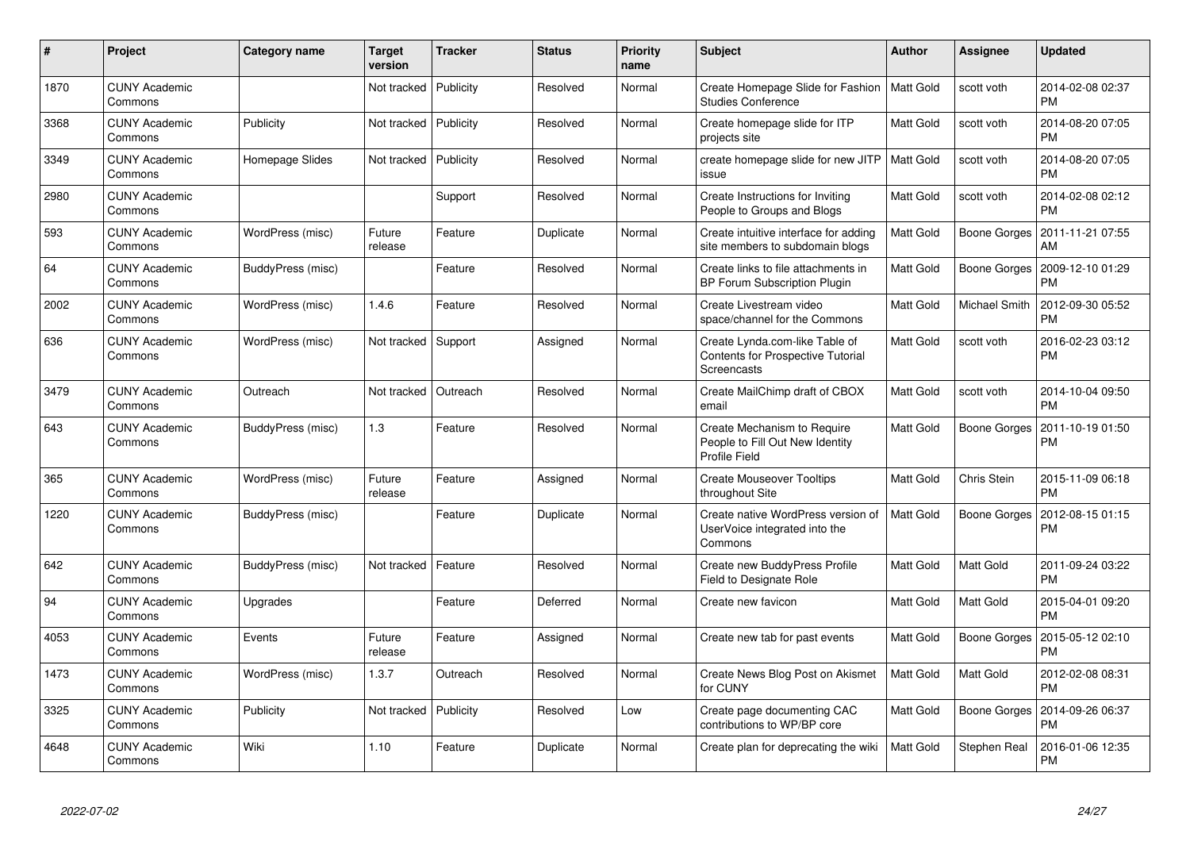| # | Project | Category name | Target version | Tracker | Status | Priority name | Subject | Author | Assignee | Updated |
|---|---|---|---|---|---|---|---|---|---|---|
| 1870 | CUNY Academic Commons | | Not tracked | Publicity | Resolved | Normal | Create Homepage Slide for Fashion Studies Conference | Matt Gold | scott voth | 2014-02-08 02:37 PM |
| 3368 | CUNY Academic Commons | Publicity | Not tracked | Publicity | Resolved | Normal | Create homepage slide for ITP projects site | Matt Gold | scott voth | 2014-08-20 07:05 PM |
| 3349 | CUNY Academic Commons | Homepage Slides | Not tracked | Publicity | Resolved | Normal | create homepage slide for new JITP issue | Matt Gold | scott voth | 2014-08-20 07:05 PM |
| 2980 | CUNY Academic Commons | | | Support | Resolved | Normal | Create Instructions for Inviting People to Groups and Blogs | Matt Gold | scott voth | 2014-02-08 02:12 PM |
| 593 | CUNY Academic Commons | WordPress (misc) | Future release | Feature | Duplicate | Normal | Create intuitive interface for adding site members to subdomain blogs | Matt Gold | Boone Gorges | 2011-11-21 07:55 AM |
| 64 | CUNY Academic Commons | BuddyPress (misc) | | Feature | Resolved | Normal | Create links to file attachments in BP Forum Subscription Plugin | Matt Gold | Boone Gorges | 2009-12-10 01:29 PM |
| 2002 | CUNY Academic Commons | WordPress (misc) | 1.4.6 | Feature | Resolved | Normal | Create Livestream video space/channel for the Commons | Matt Gold | Michael Smith | 2012-09-30 05:52 PM |
| 636 | CUNY Academic Commons | WordPress (misc) | Not tracked | Support | Assigned | Normal | Create Lynda.com-like Table of Contents for Prospective Tutorial Screencasts | Matt Gold | scott voth | 2016-02-23 03:12 PM |
| 3479 | CUNY Academic Commons | Outreach | Not tracked | Outreach | Resolved | Normal | Create MailChimp draft of CBOX email | Matt Gold | scott voth | 2014-10-04 09:50 PM |
| 643 | CUNY Academic Commons | BuddyPress (misc) | 1.3 | Feature | Resolved | Normal | Create Mechanism to Require People to Fill Out New Identity Profile Field | Matt Gold | Boone Gorges | 2011-10-19 01:50 PM |
| 365 | CUNY Academic Commons | WordPress (misc) | Future release | Feature | Assigned | Normal | Create Mouseover Tooltips throughout Site | Matt Gold | Chris Stein | 2015-11-09 06:18 PM |
| 1220 | CUNY Academic Commons | BuddyPress (misc) | | Feature | Duplicate | Normal | Create native WordPress version of UserVoice integrated into the Commons | Matt Gold | Boone Gorges | 2012-08-15 01:15 PM |
| 642 | CUNY Academic Commons | BuddyPress (misc) | Not tracked | Feature | Resolved | Normal | Create new BuddyPress Profile Field to Designate Role | Matt Gold | Matt Gold | 2011-09-24 03:22 PM |
| 94 | CUNY Academic Commons | Upgrades | | Feature | Deferred | Normal | Create new favicon | Matt Gold | Matt Gold | 2015-04-01 09:20 PM |
| 4053 | CUNY Academic Commons | Events | Future release | Feature | Assigned | Normal | Create new tab for past events | Matt Gold | Boone Gorges | 2015-05-12 02:10 PM |
| 1473 | CUNY Academic Commons | WordPress (misc) | 1.3.7 | Outreach | Resolved | Normal | Create News Blog Post on Akismet for CUNY | Matt Gold | Matt Gold | 2012-02-08 08:31 PM |
| 3325 | CUNY Academic Commons | Publicity | Not tracked | Publicity | Resolved | Low | Create page documenting CAC contributions to WP/BP core | Matt Gold | Boone Gorges | 2014-09-26 06:37 PM |
| 4648 | CUNY Academic Commons | Wiki | 1.10 | Feature | Duplicate | Normal | Create plan for deprecating the wiki | Matt Gold | Stephen Real | 2016-01-06 12:35 PM |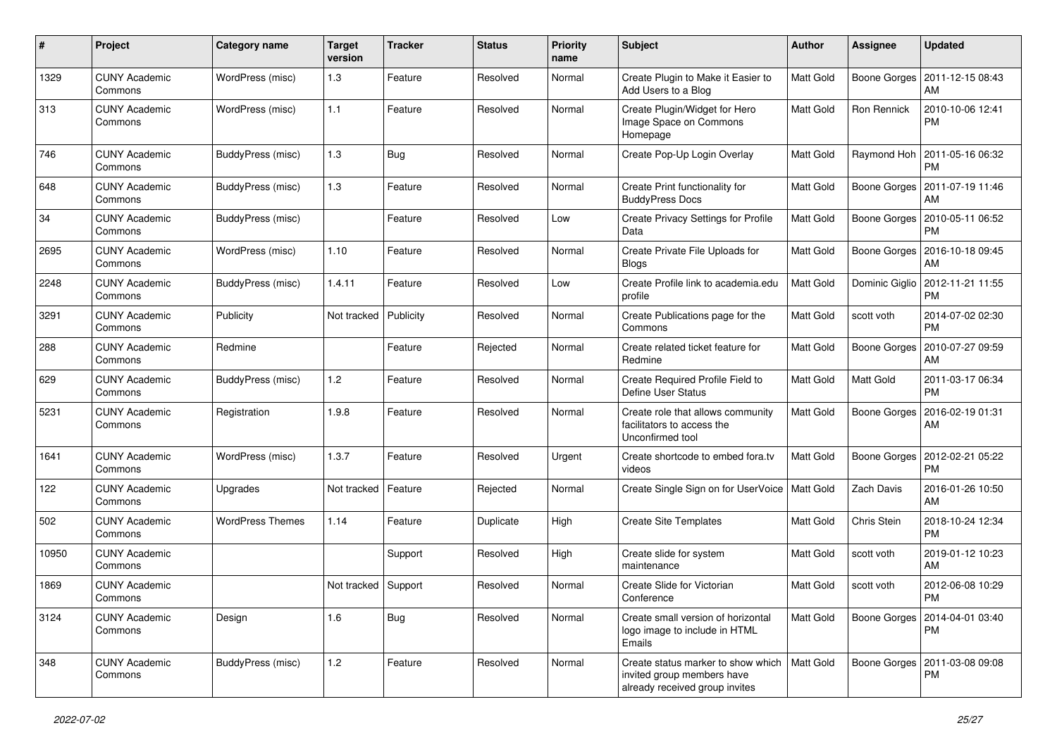| # | Project | Category name | Target version | Tracker | Status | Priority name | Subject | Author | Assignee | Updated |
|---|---|---|---|---|---|---|---|---|---|---|
| 1329 | CUNY Academic Commons | WordPress (misc) | 1.3 | Feature | Resolved | Normal | Create Plugin to Make it Easier to Add Users to a Blog | Matt Gold | Boone Gorges | 2011-12-15 08:43 AM |
| 313 | CUNY Academic Commons | WordPress (misc) | 1.1 | Feature | Resolved | Normal | Create Plugin/Widget for Hero Image Space on Commons Homepage | Matt Gold | Ron Rennick | 2010-10-06 12:41 PM |
| 746 | CUNY Academic Commons | BuddyPress (misc) | 1.3 | Bug | Resolved | Normal | Create Pop-Up Login Overlay | Matt Gold | Raymond Hoh | 2011-05-16 06:32 PM |
| 648 | CUNY Academic Commons | BuddyPress (misc) | 1.3 | Feature | Resolved | Normal | Create Print functionality for BuddyPress Docs | Matt Gold | Boone Gorges | 2011-07-19 11:46 AM |
| 34 | CUNY Academic Commons | BuddyPress (misc) | | Feature | Resolved | Low | Create Privacy Settings for Profile Data | Matt Gold | Boone Gorges | 2010-05-11 06:52 PM |
| 2695 | CUNY Academic Commons | WordPress (misc) | 1.10 | Feature | Resolved | Normal | Create Private File Uploads for Blogs | Matt Gold | Boone Gorges | 2016-10-18 09:45 AM |
| 2248 | CUNY Academic Commons | BuddyPress (misc) | 1.4.11 | Feature | Resolved | Low | Create Profile link to academia.edu profile | Matt Gold | Dominic Giglio | 2012-11-21 11:55 PM |
| 3291 | CUNY Academic Commons | Publicity | Not tracked | Publicity | Resolved | Normal | Create Publications page for the Commons | Matt Gold | scott voth | 2014-07-02 02:30 PM |
| 288 | CUNY Academic Commons | Redmine | | Feature | Rejected | Normal | Create related ticket feature for Redmine | Matt Gold | Boone Gorges | 2010-07-27 09:59 AM |
| 629 | CUNY Academic Commons | BuddyPress (misc) | 1.2 | Feature | Resolved | Normal | Create Required Profile Field to Define User Status | Matt Gold | Matt Gold | 2011-03-17 06:34 PM |
| 5231 | CUNY Academic Commons | Registration | 1.9.8 | Feature | Resolved | Normal | Create role that allows community facilitators to access the Unconfirmed tool | Matt Gold | Boone Gorges | 2016-02-19 01:31 AM |
| 1641 | CUNY Academic Commons | WordPress (misc) | 1.3.7 | Feature | Resolved | Urgent | Create shortcode to embed fora.tv videos | Matt Gold | Boone Gorges | 2012-02-21 05:22 PM |
| 122 | CUNY Academic Commons | Upgrades | Not tracked | Feature | Rejected | Normal | Create Single Sign on for UserVoice | Matt Gold | Zach Davis | 2016-01-26 10:50 AM |
| 502 | CUNY Academic Commons | WordPress Themes | 1.14 | Feature | Duplicate | High | Create Site Templates | Matt Gold | Chris Stein | 2018-10-24 12:34 PM |
| 10950 | CUNY Academic Commons | | | Support | Resolved | High | Create slide for system maintenance | Matt Gold | scott voth | 2019-01-12 10:23 AM |
| 1869 | CUNY Academic Commons | | Not tracked | Support | Resolved | Normal | Create Slide for Victorian Conference | Matt Gold | scott voth | 2012-06-08 10:29 PM |
| 3124 | CUNY Academic Commons | Design | 1.6 | Bug | Resolved | Normal | Create small version of horizontal logo image to include in HTML Emails | Matt Gold | Boone Gorges | 2014-04-01 03:40 PM |
| 348 | CUNY Academic Commons | BuddyPress (misc) | 1.2 | Feature | Resolved | Normal | Create status marker to show which invited group members have already received group invites | Matt Gold | Boone Gorges | 2011-03-08 09:08 PM |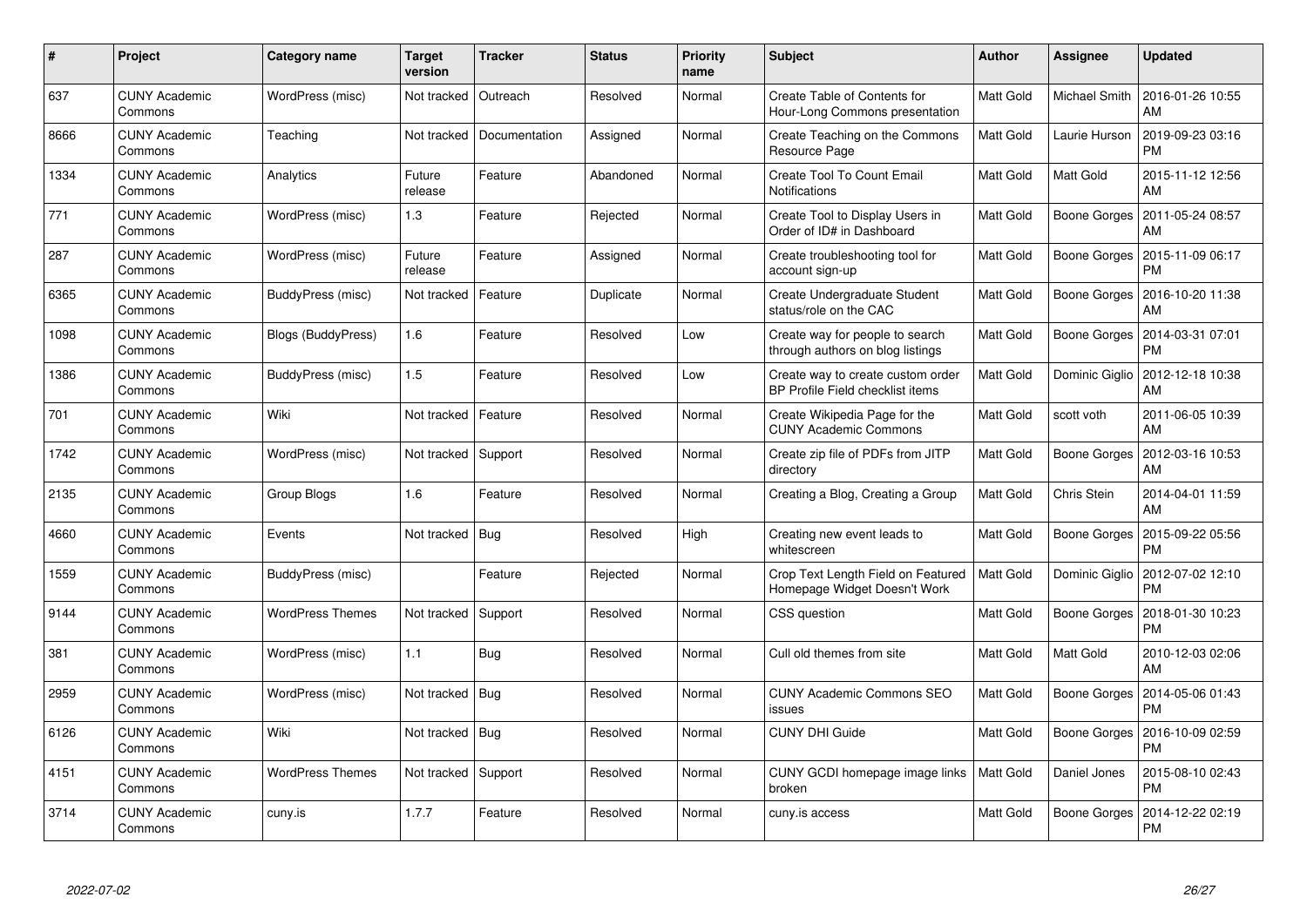| # | Project | Category name | Target version | Tracker | Status | Priority name | Subject | Author | Assignee | Updated |
|---|---|---|---|---|---|---|---|---|---|---|
| 637 | CUNY Academic Commons | WordPress (misc) | Not tracked | Outreach | Resolved | Normal | Create Table of Contents for Hour-Long Commons presentation | Matt Gold | Michael Smith | 2016-01-26 10:55 AM |
| 8666 | CUNY Academic Commons | Teaching | Not tracked | Documentation | Assigned | Normal | Create Teaching on the Commons Resource Page | Matt Gold | Laurie Hurson | 2019-09-23 03:16 PM |
| 1334 | CUNY Academic Commons | Analytics | Future release | Feature | Abandoned | Normal | Create Tool To Count Email Notifications | Matt Gold | Matt Gold | 2015-11-12 12:56 AM |
| 771 | CUNY Academic Commons | WordPress (misc) | 1.3 | Feature | Rejected | Normal | Create Tool to Display Users in Order of ID# in Dashboard | Matt Gold | Boone Gorges | 2011-05-24 08:57 AM |
| 287 | CUNY Academic Commons | WordPress (misc) | Future release | Feature | Assigned | Normal | Create troubleshooting tool for account sign-up | Matt Gold | Boone Gorges | 2015-11-09 06:17 PM |
| 6365 | CUNY Academic Commons | BuddyPress (misc) | Not tracked | Feature | Duplicate | Normal | Create Undergraduate Student status/role on the CAC | Matt Gold | Boone Gorges | 2016-10-20 11:38 AM |
| 1098 | CUNY Academic Commons | Blogs (BuddyPress) | 1.6 | Feature | Resolved | Low | Create way for people to search through authors on blog listings | Matt Gold | Boone Gorges | 2014-03-31 07:01 PM |
| 1386 | CUNY Academic Commons | BuddyPress (misc) | 1.5 | Feature | Resolved | Low | Create way to create custom order BP Profile Field checklist items | Matt Gold | Dominic Giglio | 2012-12-18 10:38 AM |
| 701 | CUNY Academic Commons | Wiki | Not tracked | Feature | Resolved | Normal | Create Wikipedia Page for the CUNY Academic Commons | Matt Gold | scott voth | 2011-06-05 10:39 AM |
| 1742 | CUNY Academic Commons | WordPress (misc) | Not tracked | Support | Resolved | Normal | Create zip file of PDFs from JITP directory | Matt Gold | Boone Gorges | 2012-03-16 10:53 AM |
| 2135 | CUNY Academic Commons | Group Blogs | 1.6 | Feature | Resolved | Normal | Creating a Blog, Creating a Group | Matt Gold | Chris Stein | 2014-04-01 11:59 AM |
| 4660 | CUNY Academic Commons | Events | Not tracked | Bug | Resolved | High | Creating new event leads to whitescreen | Matt Gold | Boone Gorges | 2015-09-22 05:56 PM |
| 1559 | CUNY Academic Commons | BuddyPress (misc) | | Feature | Rejected | Normal | Crop Text Length Field on Featured Homepage Widget Doesn't Work | Matt Gold | Dominic Giglio | 2012-07-02 12:10 PM |
| 9144 | CUNY Academic Commons | WordPress Themes | Not tracked | Support | Resolved | Normal | CSS question | Matt Gold | Boone Gorges | 2018-01-30 10:23 PM |
| 381 | CUNY Academic Commons | WordPress (misc) | 1.1 | Bug | Resolved | Normal | Cull old themes from site | Matt Gold | Matt Gold | 2010-12-03 02:06 AM |
| 2959 | CUNY Academic Commons | WordPress (misc) | Not tracked | Bug | Resolved | Normal | CUNY Academic Commons SEO issues | Matt Gold | Boone Gorges | 2014-05-06 01:43 PM |
| 6126 | CUNY Academic Commons | Wiki | Not tracked | Bug | Resolved | Normal | CUNY DHI Guide | Matt Gold | Boone Gorges | 2016-10-09 02:59 PM |
| 4151 | CUNY Academic Commons | WordPress Themes | Not tracked | Support | Resolved | Normal | CUNY GCDI homepage image links broken | Matt Gold | Daniel Jones | 2015-08-10 02:43 PM |
| 3714 | CUNY Academic Commons | cuny.is | 1.7.7 | Feature | Resolved | Normal | cuny.is access | Matt Gold | Boone Gorges | 2014-12-22 02:19 PM |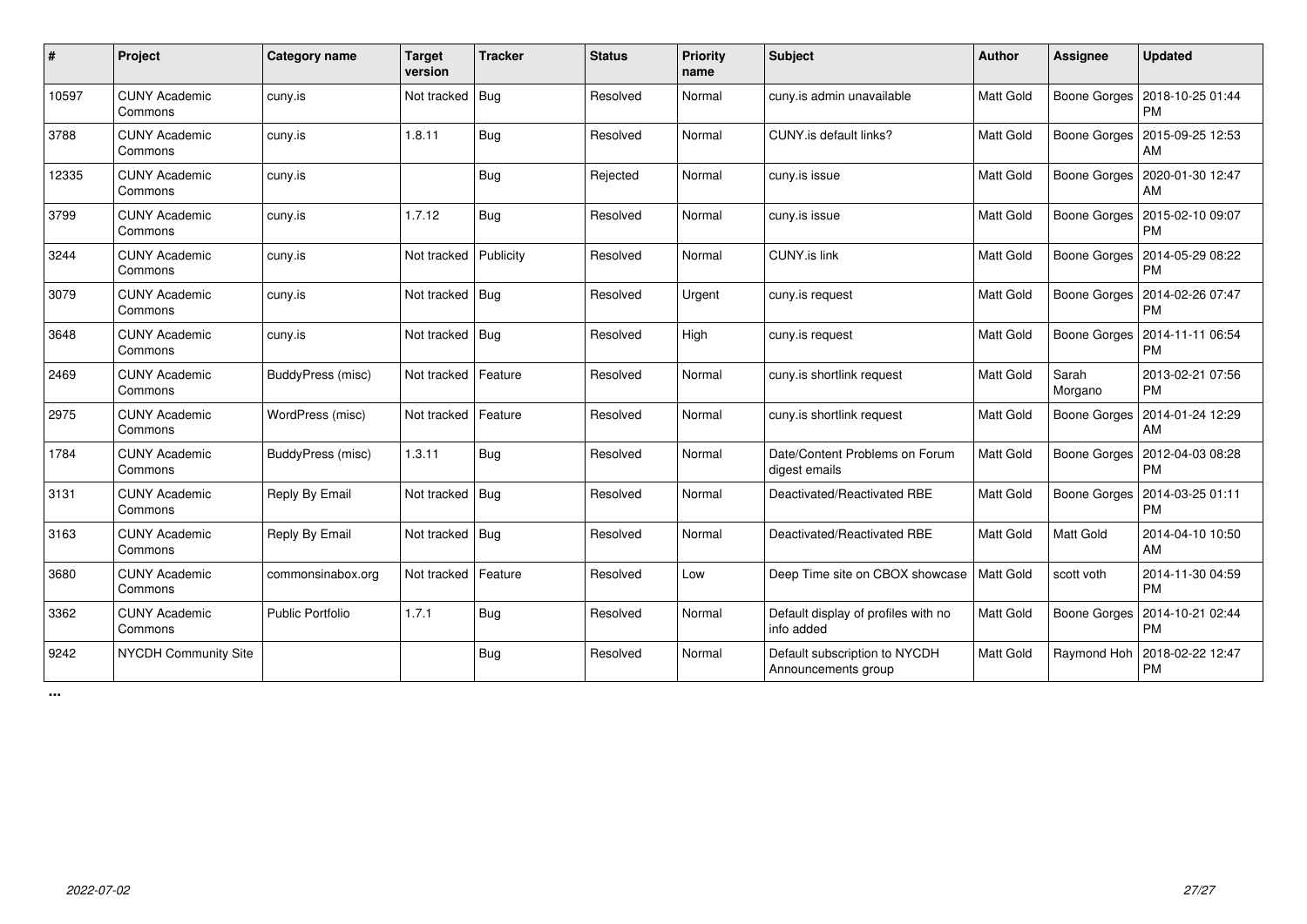| # | Project | Category name | Target version | Tracker | Status | Priority name | Subject | Author | Assignee | Updated |
|---|---|---|---|---|---|---|---|---|---|---|
| 10597 | CUNY Academic Commons | cuny.is | Not tracked | Bug | Resolved | Normal | cuny.is admin unavailable | Matt Gold | Boone Gorges | 2018-10-25 01:44 PM |
| 3788 | CUNY Academic Commons | cuny.is | 1.8.11 | Bug | Resolved | Normal | CUNY.is default links? | Matt Gold | Boone Gorges | 2015-09-25 12:53 AM |
| 12335 | CUNY Academic Commons | cuny.is | | Bug | Rejected | Normal | cuny.is issue | Matt Gold | Boone Gorges | 2020-01-30 12:47 AM |
| 3799 | CUNY Academic Commons | cuny.is | 1.7.12 | Bug | Resolved | Normal | cuny.is issue | Matt Gold | Boone Gorges | 2015-02-10 09:07 PM |
| 3244 | CUNY Academic Commons | cuny.is | Not tracked | Publicity | Resolved | Normal | CUNY.is link | Matt Gold | Boone Gorges | 2014-05-29 08:22 PM |
| 3079 | CUNY Academic Commons | cuny.is | Not tracked | Bug | Resolved | Urgent | cuny.is request | Matt Gold | Boone Gorges | 2014-02-26 07:47 PM |
| 3648 | CUNY Academic Commons | cuny.is | Not tracked | Bug | Resolved | High | cuny.is request | Matt Gold | Boone Gorges | 2014-11-11 06:54 PM |
| 2469 | CUNY Academic Commons | BuddyPress (misc) | Not tracked | Feature | Resolved | Normal | cuny.is shortlink request | Matt Gold | Sarah Morgano | 2013-02-21 07:56 PM |
| 2975 | CUNY Academic Commons | WordPress (misc) | Not tracked | Feature | Resolved | Normal | cuny.is shortlink request | Matt Gold | Boone Gorges | 2014-01-24 12:29 AM |
| 1784 | CUNY Academic Commons | BuddyPress (misc) | 1.3.11 | Bug | Resolved | Normal | Date/Content Problems on Forum digest emails | Matt Gold | Boone Gorges | 2012-04-03 08:28 PM |
| 3131 | CUNY Academic Commons | Reply By Email | Not tracked | Bug | Resolved | Normal | Deactivated/Reactivated RBE | Matt Gold | Boone Gorges | 2014-03-25 01:11 PM |
| 3163 | CUNY Academic Commons | Reply By Email | Not tracked | Bug | Resolved | Normal | Deactivated/Reactivated RBE | Matt Gold | Matt Gold | 2014-04-10 10:50 AM |
| 3680 | CUNY Academic Commons | commonsinabox.org | Not tracked | Feature | Resolved | Low | Deep Time site on CBOX showcase | Matt Gold | scott voth | 2014-11-30 04:59 PM |
| 3362 | CUNY Academic Commons | Public Portfolio | 1.7.1 | Bug | Resolved | Normal | Default display of profiles with no info added | Matt Gold | Boone Gorges | 2014-10-21 02:44 PM |
| 9242 | NYCDH Community Site | | | Bug | Resolved | Normal | Default subscription to NYCDH Announcements group | Matt Gold | Raymond Hoh | 2018-02-22 12:47 PM |

...